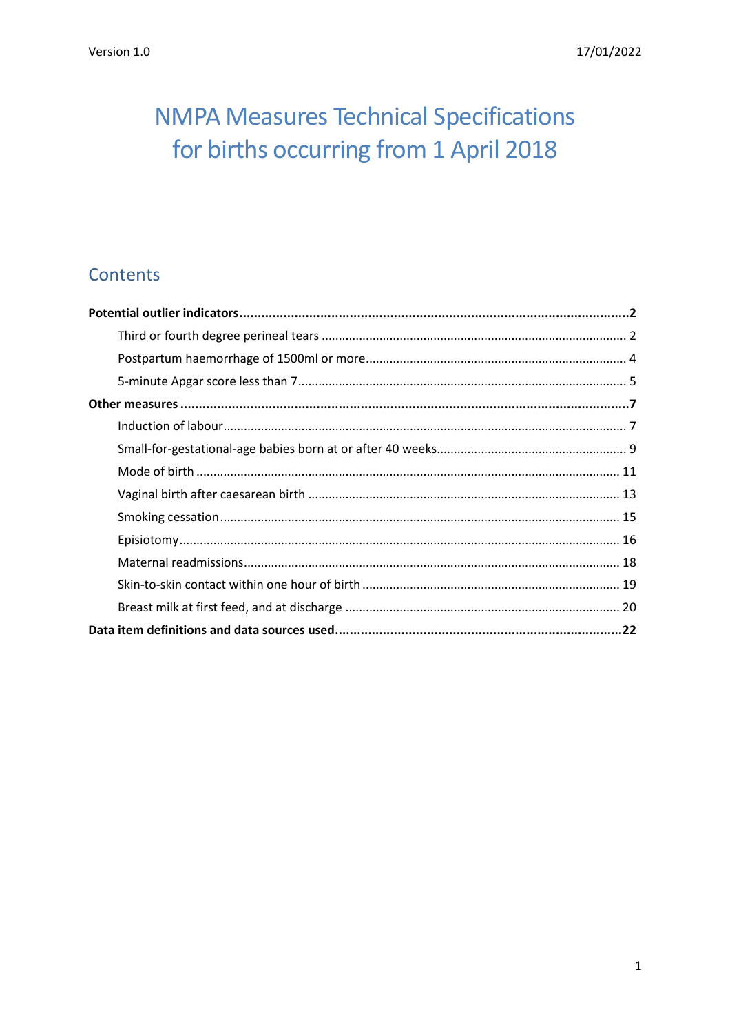# NMPA Measures Technical Specifications for births occurring from 1 April 2018

## Contents

**Potential outlier indicators** .......... **2**

- Third or fourth degree perineal tears .......... 2
- Postpartum haemorrhage of 1500ml or more .......... 4
- 5-minute Apgar score less than 7 .......... 5

**Other measures** .......... **7**

- Induction of labour .......... 7
- Small-for-gestational-age babies born at or after 40 weeks .......... 9
- Mode of birth .......... 11
- Vaginal birth after caesarean birth .......... 13
- Smoking cessation .......... 15
- Episiotomy .......... 16
- Maternal readmissions .......... 18
- Skin-to-skin contact within one hour of birth .......... 19
- Breast milk at first feed, and at discharge .......... 20

**Data item definitions and data sources used** .......... **22**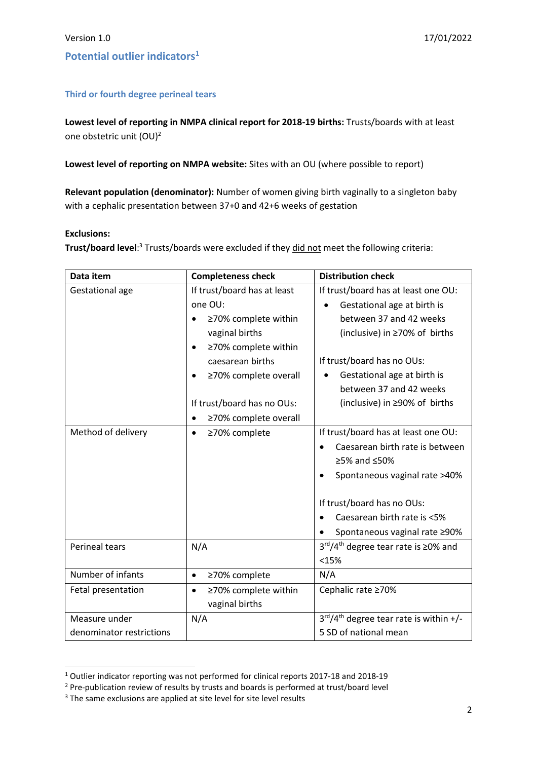## Potential outlier indicators[1]

### Third or fourth degree perineal tears

**Lowest level of reporting in NMPA clinical report for 2018-19 births:** Trusts/boards with at least one obstetric unit (OU)[2]

**Lowest level of reporting on NMPA website:** Sites with an OU (where possible to report)

**Relevant population (denominator):** Number of women giving birth vaginally to a singleton baby with a cephalic presentation between 37+0 and 42+6 weeks of gestation

**Exclusions:**

**Trust/board level**:[3] Trusts/boards were excluded if they did not meet the following criteria:

| Data item | Completeness check | Distribution check |
|---|---|---|
| Gestational age | If trust/board has at least one OU: <br>• ≥70% complete within vaginal births <br>• ≥70% complete within caesarean births <br>• ≥70% complete overall <br><br>If trust/board has no OUs: <br>• ≥70% complete overall | If trust/board has at least one OU: <br>• Gestational age at birth is between 37 and 42 weeks (inclusive) in ≥70% of births <br><br>If trust/board has no OUs: <br>• Gestational age at birth is between 37 and 42 weeks (inclusive) in ≥90% of births |
| Method of delivery | • ≥70% complete | If trust/board has at least one OU: <br>• Caesarean birth rate is between ≥5% and ≤50% <br>• Spontaneous vaginal rate >40% <br><br>If trust/board has no OUs: <br>• Caesarean birth rate is <5% <br>• Spontaneous vaginal rate ≥90% |
| Perineal tears | N/A | 3rd/4th degree tear rate is ≥0% and <15% |
| Number of infants | • ≥70% complete | N/A |
| Fetal presentation | • ≥70% complete within vaginal births | Cephalic rate ≥70% |
| Measure under denominator restrictions | N/A | 3rd/4th degree tear rate is within +/- 5 SD of national mean |

[1] Outlier indicator reporting was not performed for clinical reports 2017-18 and 2018-19

[2] Pre-publication review of results by trusts and boards is performed at trust/board level

[3] The same exclusions are applied at site level for site level results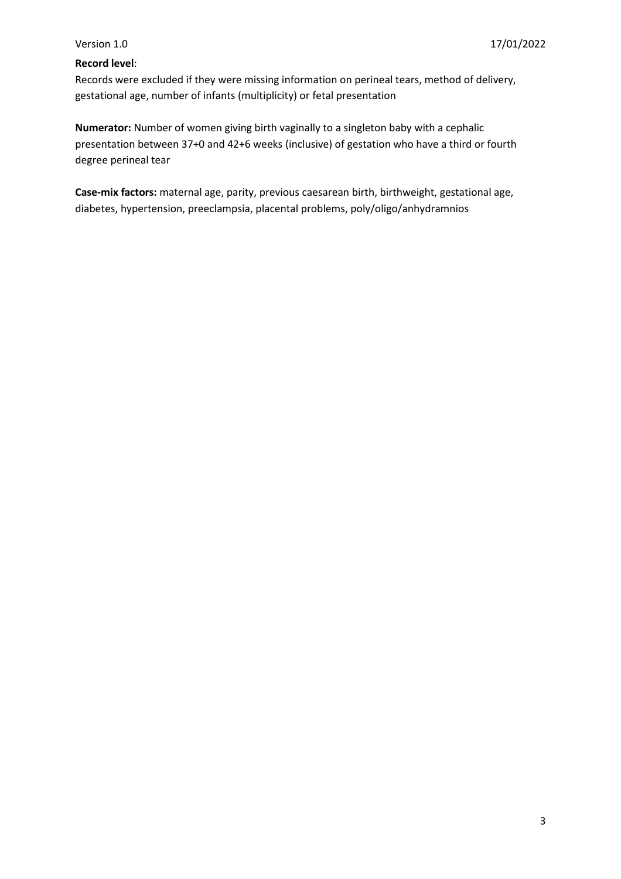**Record level**:

Records were excluded if they were missing information on perineal tears, method of delivery, gestational age, number of infants (multiplicity) or fetal presentation

**Numerator:** Number of women giving birth vaginally to a singleton baby with a cephalic presentation between 37+0 and 42+6 weeks (inclusive) of gestation who have a third or fourth degree perineal tear

**Case-mix factors:** maternal age, parity, previous caesarean birth, birthweight, gestational age, diabetes, hypertension, preeclampsia, placental problems, poly/oligo/anhydramnios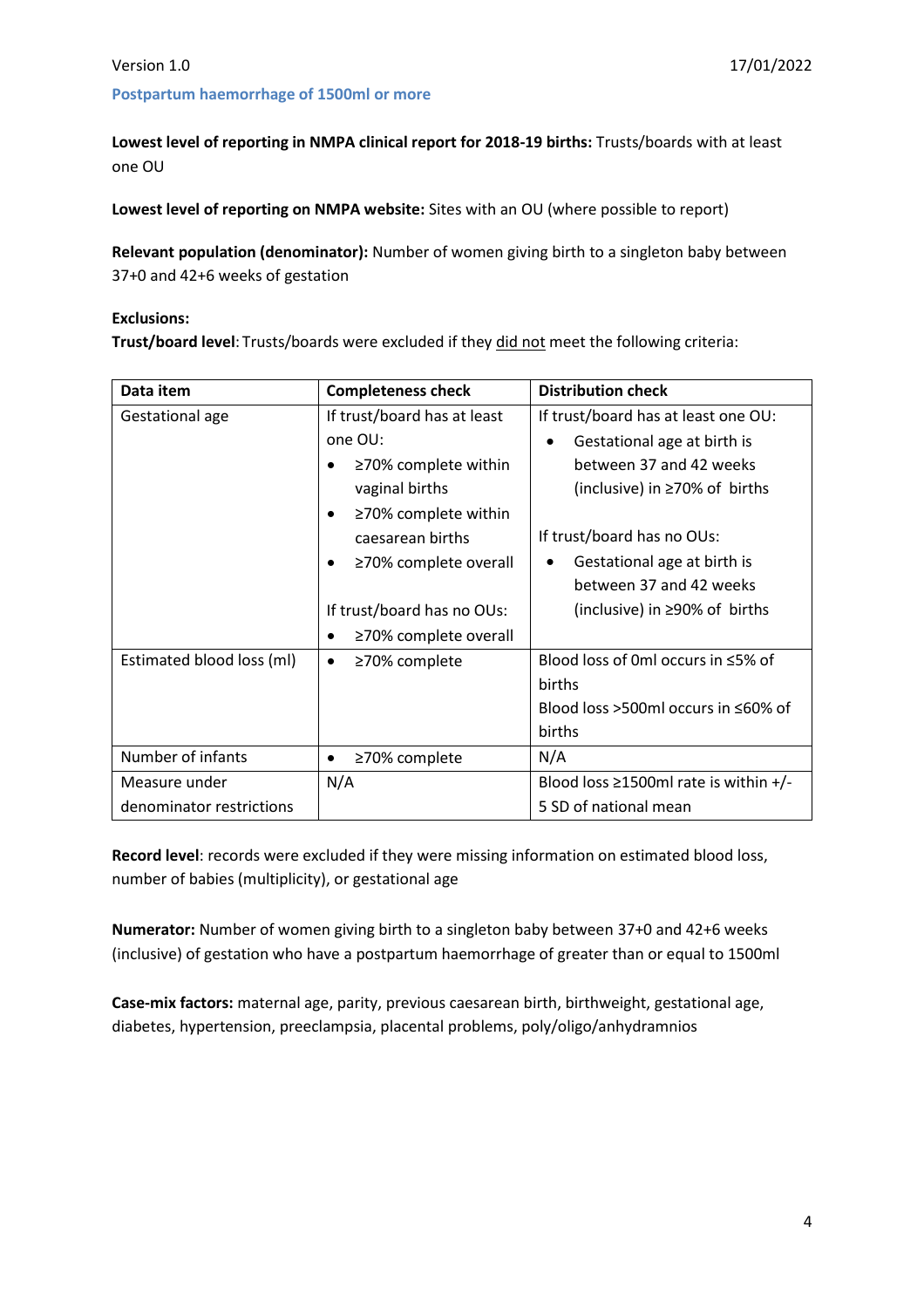## Postpartum haemorrhage of 1500ml or more

**Lowest level of reporting in NMPA clinical report for 2018-19 births:** Trusts/boards with at least one OU

**Lowest level of reporting on NMPA website:** Sites with an OU (where possible to report)

**Relevant population (denominator):** Number of women giving birth to a singleton baby between 37+0 and 42+6 weeks of gestation

**Exclusions:**

**Trust/board level**: Trusts/boards were excluded if they did not meet the following criteria:

| Data item | Completeness check | Distribution check |
|---|---|---|
| Gestational age | If trust/board has at least one OU:<br>• ≥70% complete within vaginal births<br>• ≥70% complete within caesarean births<br>• ≥70% complete overall<br><br>If trust/board has no OUs:<br>• ≥70% complete overall | If trust/board has at least one OU:<br>• Gestational age at birth is between 37 and 42 weeks (inclusive) in ≥70% of births<br><br>If trust/board has no OUs:<br>• Gestational age at birth is between 37 and 42 weeks (inclusive) in ≥90% of births |
| Estimated blood loss (ml) | • ≥70% complete | Blood loss of 0ml occurs in ≤5% of births<br>Blood loss >500ml occurs in ≤60% of births |
| Number of infants | • ≥70% complete | N/A |
| Measure under denominator restrictions | N/A | Blood loss ≥1500ml rate is within +/- 5 SD of national mean |

**Record level**: records were excluded if they were missing information on estimated blood loss, number of babies (multiplicity), or gestational age

**Numerator:** Number of women giving birth to a singleton baby between 37+0 and 42+6 weeks (inclusive) of gestation who have a postpartum haemorrhage of greater than or equal to 1500ml

**Case-mix factors:** maternal age, parity, previous caesarean birth, birthweight, gestational age, diabetes, hypertension, preeclampsia, placental problems, poly/oligo/anhydramnios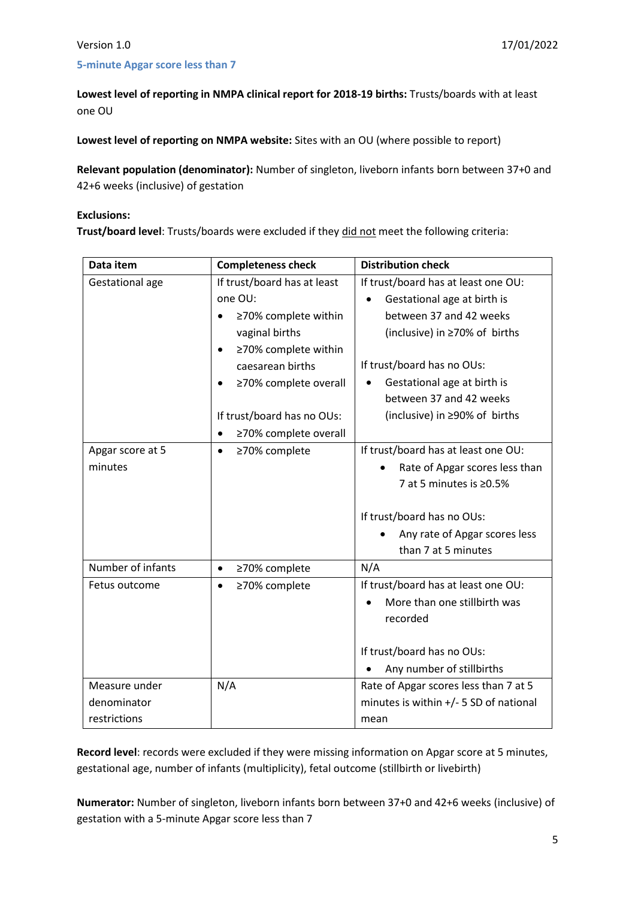### 5-minute Apgar score less than 7

**Lowest level of reporting in NMPA clinical report for 2018-19 births:** Trusts/boards with at least one OU

**Lowest level of reporting on NMPA website:** Sites with an OU (where possible to report)

**Relevant population (denominator):** Number of singleton, liveborn infants born between 37+0 and 42+6 weeks (inclusive) of gestation

**Exclusions:**

**Trust/board level**: Trusts/boards were excluded if they did not meet the following criteria:

| Data item | Completeness check | Distribution check |
|---|---|---|
| Gestational age | If trust/board has at least one OU:<br>• ≥70% complete within vaginal births<br>• ≥70% complete within caesarean births<br>• ≥70% complete overall<br><br>If trust/board has no OUs:<br>• ≥70% complete overall | If trust/board has at least one OU:<br>• Gestational age at birth is between 37 and 42 weeks (inclusive) in ≥70% of births<br><br>If trust/board has no OUs:<br>• Gestational age at birth is between 37 and 42 weeks (inclusive) in ≥90% of births |
| Apgar score at 5 minutes | • ≥70% complete | If trust/board has at least one OU:<br>• Rate of Apgar scores less than 7 at 5 minutes is ≥0.5%<br><br>If trust/board has no OUs:<br>• Any rate of Apgar scores less than 7 at 5 minutes |
| Number of infants | • ≥70% complete | N/A |
| Fetus outcome | • ≥70% complete | If trust/board has at least one OU:<br>• More than one stillbirth was recorded<br><br>If trust/board has no OUs:<br>• Any number of stillbirths |
| Measure under denominator restrictions | N/A | Rate of Apgar scores less than 7 at 5 minutes is within +/- 5 SD of national mean |

**Record level**: records were excluded if they were missing information on Apgar score at 5 minutes, gestational age, number of infants (multiplicity), fetal outcome (stillbirth or livebirth)

**Numerator:** Number of singleton, liveborn infants born between 37+0 and 42+6 weeks (inclusive) of gestation with a 5-minute Apgar score less than 7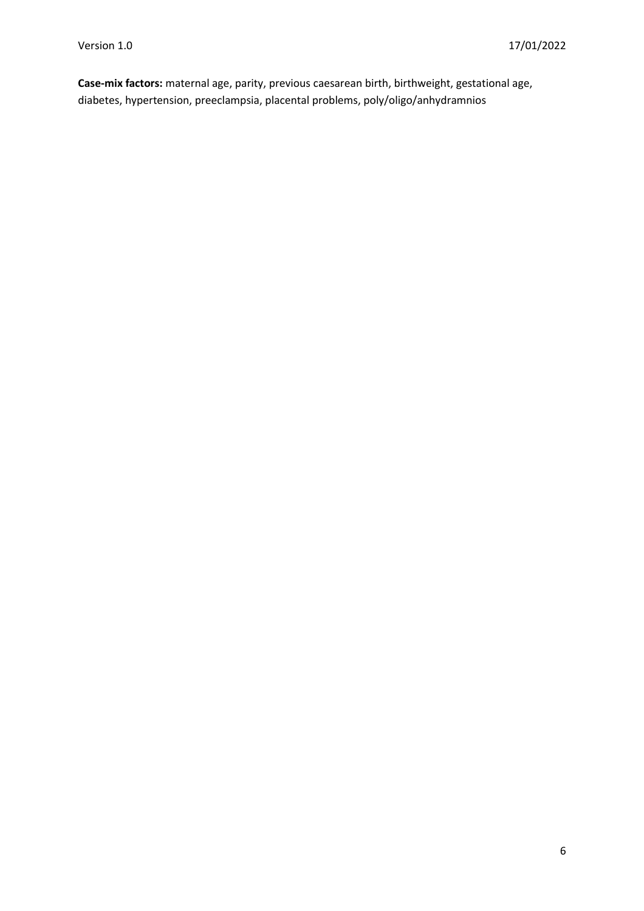**Case-mix factors:** maternal age, parity, previous caesarean birth, birthweight, gestational age, diabetes, hypertension, preeclampsia, placental problems, poly/oligo/anhydramnios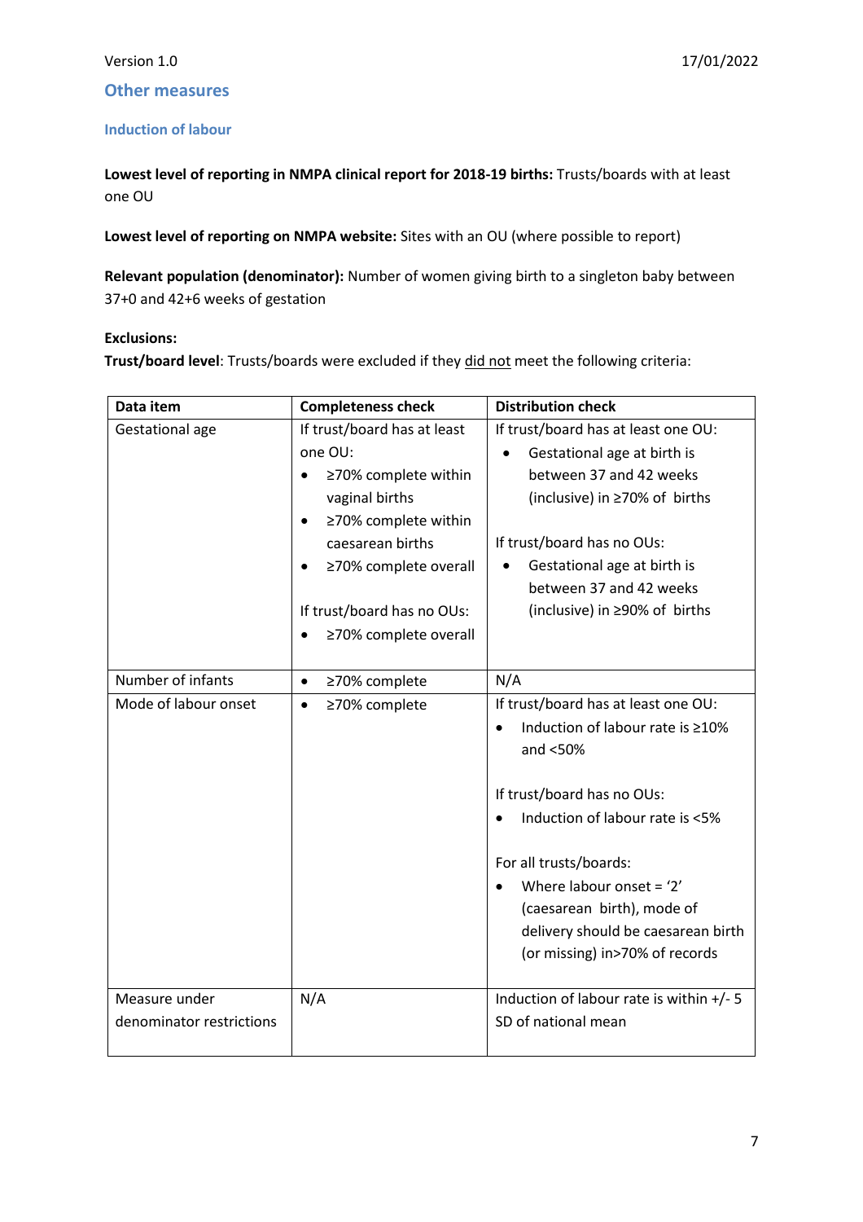## Other measures

### Induction of labour

**Lowest level of reporting in NMPA clinical report for 2018-19 births:** Trusts/boards with at least one OU

**Lowest level of reporting on NMPA website:** Sites with an OU (where possible to report)

**Relevant population (denominator):** Number of women giving birth to a singleton baby between 37+0 and 42+6 weeks of gestation

**Exclusions:**
**Trust/board level**: Trusts/boards were excluded if they did not meet the following criteria:

| Data item | Completeness check | Distribution check |
|---|---|---|
| Gestational age | If trust/board has at least one OU:<br>• ≥70% complete within vaginal births<br>• ≥70% complete within caesarean births<br>• ≥70% complete overall<br><br>If trust/board has no OUs:<br>• ≥70% complete overall | If trust/board has at least one OU:<br>• Gestational age at birth is between 37 and 42 weeks (inclusive) in ≥70% of births<br><br>If trust/board has no OUs:<br>• Gestational age at birth is between 37 and 42 weeks (inclusive) in ≥90% of births |
| Number of infants | • ≥70% complete | N/A |
| Mode of labour onset | • ≥70% complete | If trust/board has at least one OU:<br>• Induction of labour rate is ≥10% and <50%<br><br>If trust/board has no OUs:<br>• Induction of labour rate is <5%<br><br>For all trusts/boards:<br>• Where labour onset = '2' (caesarean birth), mode of delivery should be caesarean birth (or missing) in>70% of records |
| Measure under denominator restrictions | N/A | Induction of labour rate is within +/- 5 SD of national mean |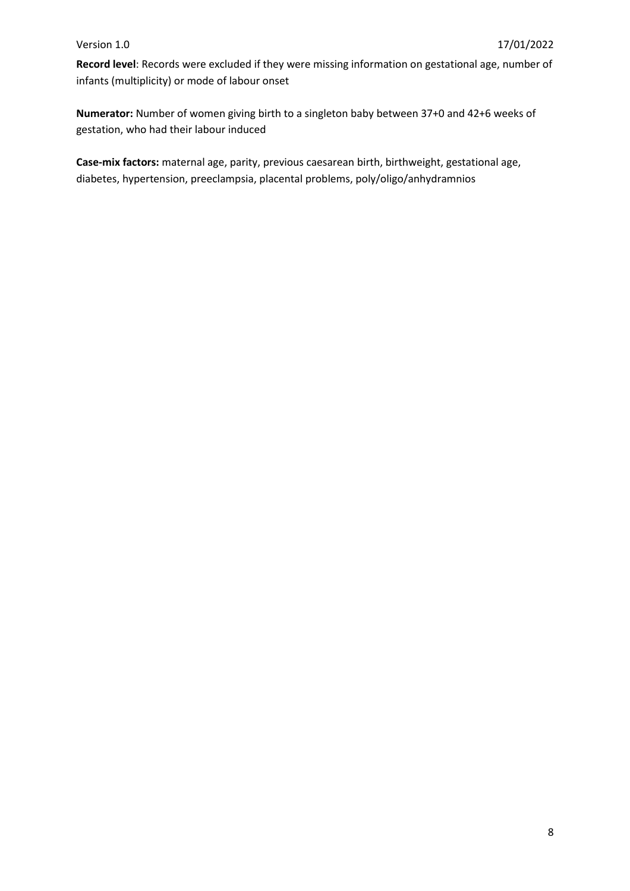**Record level**: Records were excluded if they were missing information on gestational age, number of infants (multiplicity) or mode of labour onset

**Numerator:** Number of women giving birth to a singleton baby between 37+0 and 42+6 weeks of gestation, who had their labour induced

**Case-mix factors:** maternal age, parity, previous caesarean birth, birthweight, gestational age, diabetes, hypertension, preeclampsia, placental problems, poly/oligo/anhydramnios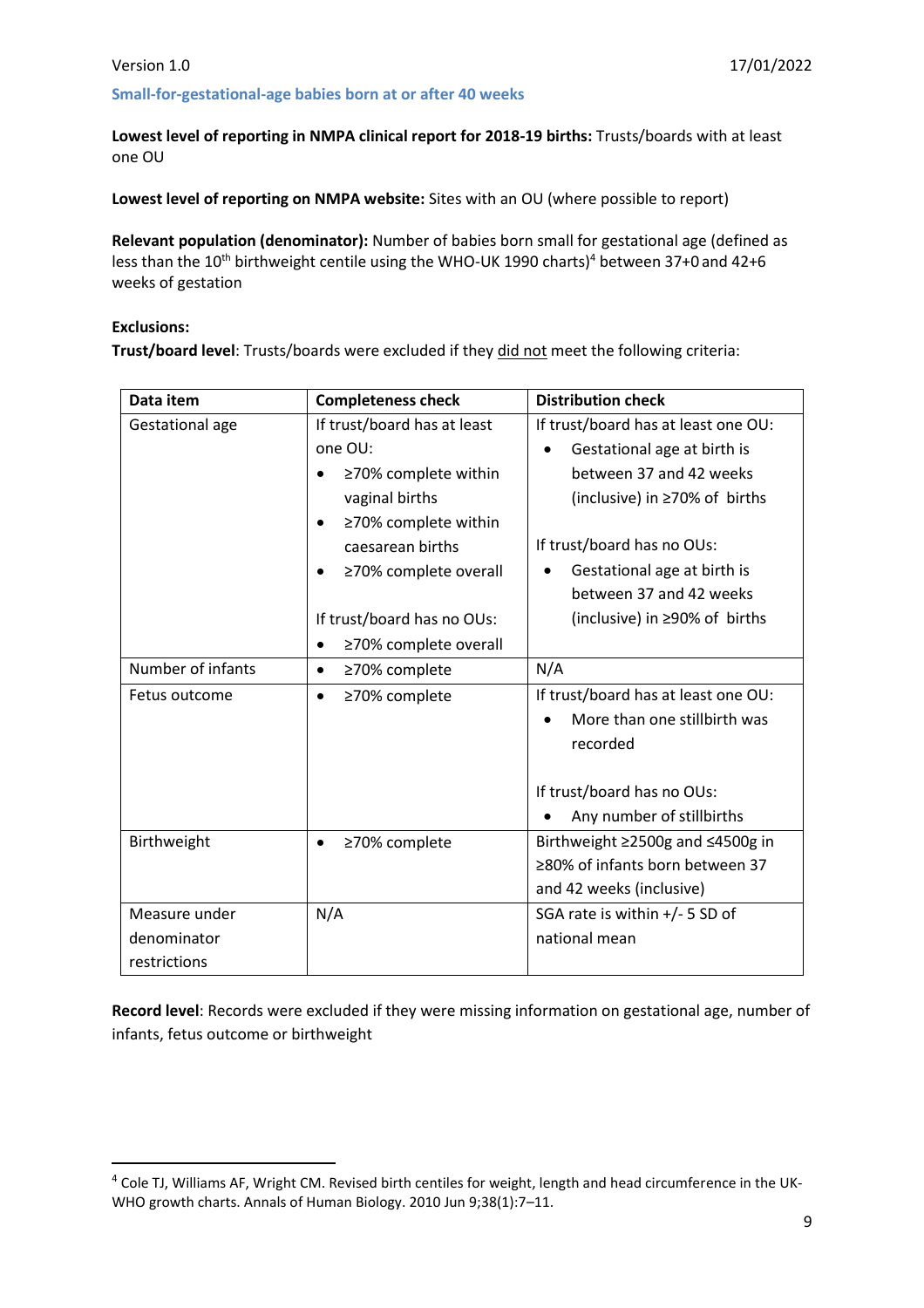### Small-for-gestational-age babies born at or after 40 weeks

**Lowest level of reporting in NMPA clinical report for 2018-19 births:** Trusts/boards with at least one OU

**Lowest level of reporting on NMPA website:** Sites with an OU (where possible to report)

**Relevant population (denominator):** Number of babies born small for gestational age (defined as less than the 10th birthweight centile using the WHO-UK 1990 charts)[4] between 37+0 and 42+6 weeks of gestation

**Exclusions:**

**Trust/board level**: Trusts/boards were excluded if they did not meet the following criteria:

| Data item | Completeness check | Distribution check |
|---|---|---|
| Gestational age | If trust/board has at least one OU:<br>• ≥70% complete within vaginal births<br>• ≥70% complete within caesarean births<br>• ≥70% complete overall<br><br>If trust/board has no OUs:<br>• ≥70% complete overall | If trust/board has at least one OU:<br>• Gestational age at birth is between 37 and 42 weeks (inclusive) in ≥70% of births<br><br>If trust/board has no OUs:<br>• Gestational age at birth is between 37 and 42 weeks (inclusive) in ≥90% of births |
| Number of infants | • ≥70% complete | N/A |
| Fetus outcome | • ≥70% complete | If trust/board has at least one OU:<br>• More than one stillbirth was recorded<br><br>If trust/board has no OUs:<br>• Any number of stillbirths |
| Birthweight | • ≥70% complete | Birthweight ≥2500g and ≤4500g in ≥80% of infants born between 37 and 42 weeks (inclusive) |
| Measure under denominator restrictions | N/A | SGA rate is within +/- 5 SD of national mean |

**Record level**: Records were excluded if they were missing information on gestational age, number of infants, fetus outcome or birthweight

[4] Cole TJ, Williams AF, Wright CM. Revised birth centiles for weight, length and head circumference in the UK-WHO growth charts. Annals of Human Biology. 2010 Jun 9;38(1):7–11.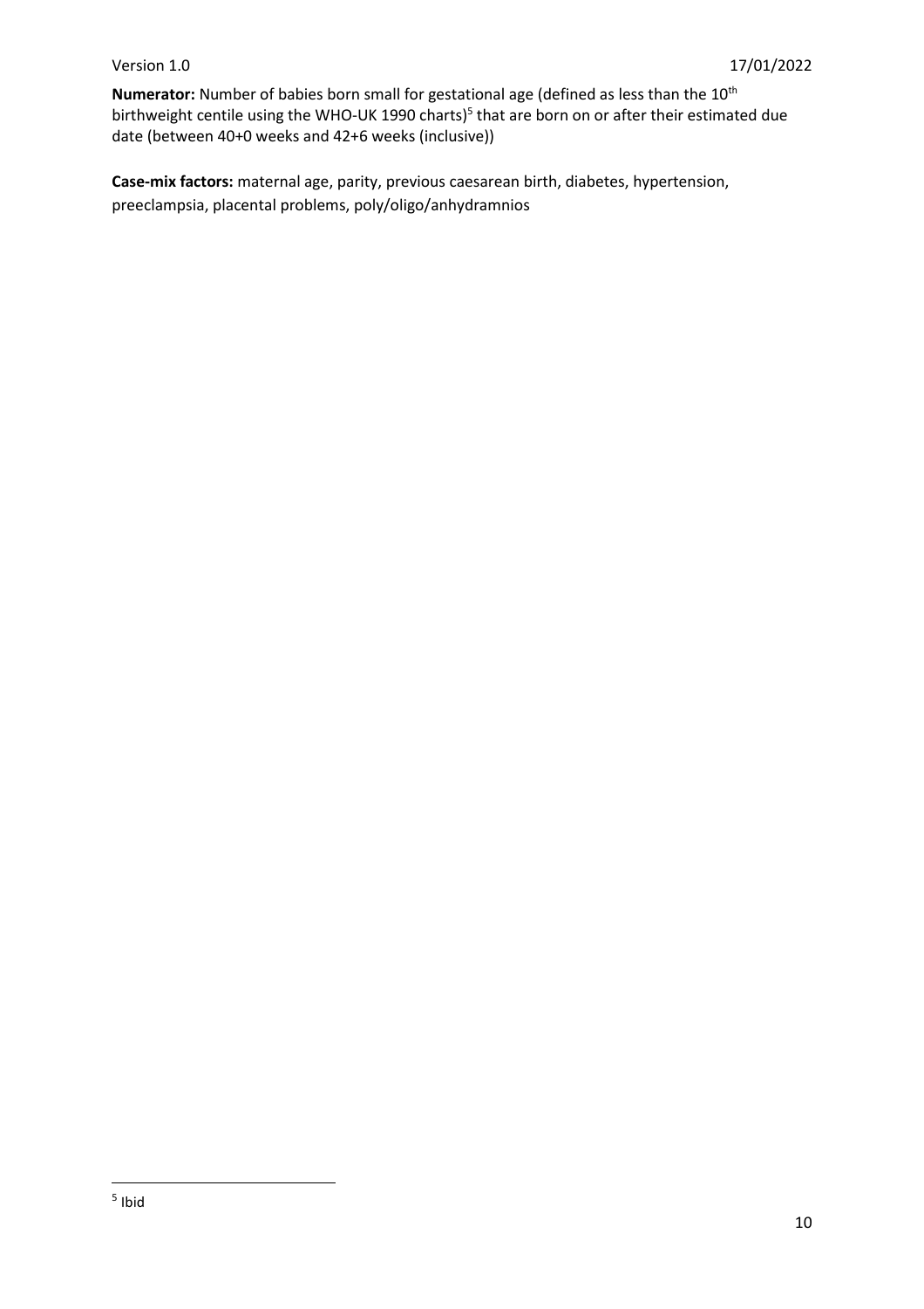**Numerator:** Number of babies born small for gestational age (defined as less than the 10th birthweight centile using the WHO-UK 1990 charts)[5] that are born on or after their estimated due date (between 40+0 weeks and 42+6 weeks (inclusive))

**Case-mix factors:** maternal age, parity, previous caesarean birth, diabetes, hypertension, preeclampsia, placental problems, poly/oligo/anhydramnios

[5] Ibid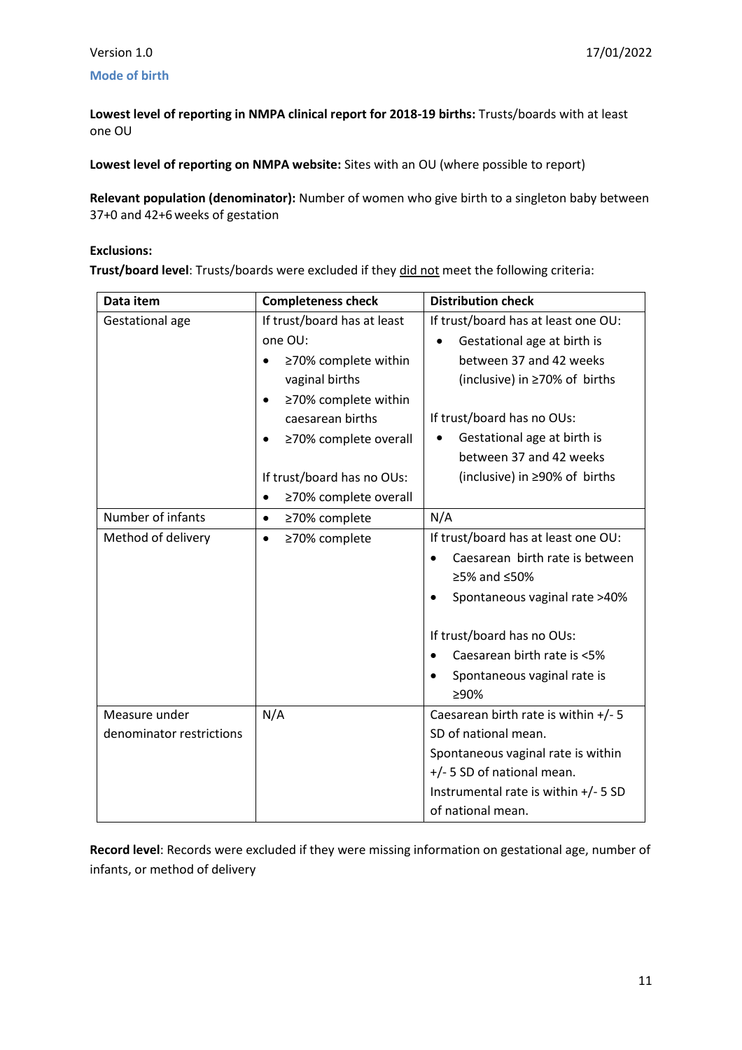## Mode of birth

**Lowest level of reporting in NMPA clinical report for 2018-19 births:** Trusts/boards with at least one OU

**Lowest level of reporting on NMPA website:** Sites with an OU (where possible to report)

**Relevant population (denominator):** Number of women who give birth to a singleton baby between 37+0 and 42+6 weeks of gestation

**Exclusions:**

**Trust/board level**: Trusts/boards were excluded if they did not meet the following criteria:

| Data item | Completeness check | Distribution check |
|---|---|---|
| Gestational age | If trust/board has at least one OU:<br>• ≥70% complete within vaginal births<br>• ≥70% complete within caesarean births<br>• ≥70% complete overall<br><br>If trust/board has no OUs:<br>• ≥70% complete overall | If trust/board has at least one OU:<br>• Gestational age at birth is between 37 and 42 weeks (inclusive) in ≥70% of births<br><br>If trust/board has no OUs:<br>• Gestational age at birth is between 37 and 42 weeks (inclusive) in ≥90% of births |
| Number of infants | • ≥70% complete | N/A |
| Method of delivery | • ≥70% complete | If trust/board has at least one OU:<br>• Caesarean birth rate is between ≥5% and ≤50%<br>• Spontaneous vaginal rate >40%<br><br>If trust/board has no OUs:<br>• Caesarean birth rate is <5%<br>• Spontaneous vaginal rate is ≥90% |
| Measure under denominator restrictions | N/A | Caesarean birth rate is within +/- 5 SD of national mean.<br>Spontaneous vaginal rate is within +/- 5 SD of national mean.<br>Instrumental rate is within +/- 5 SD of national mean. |

**Record level**: Records were excluded if they were missing information on gestational age, number of infants, or method of delivery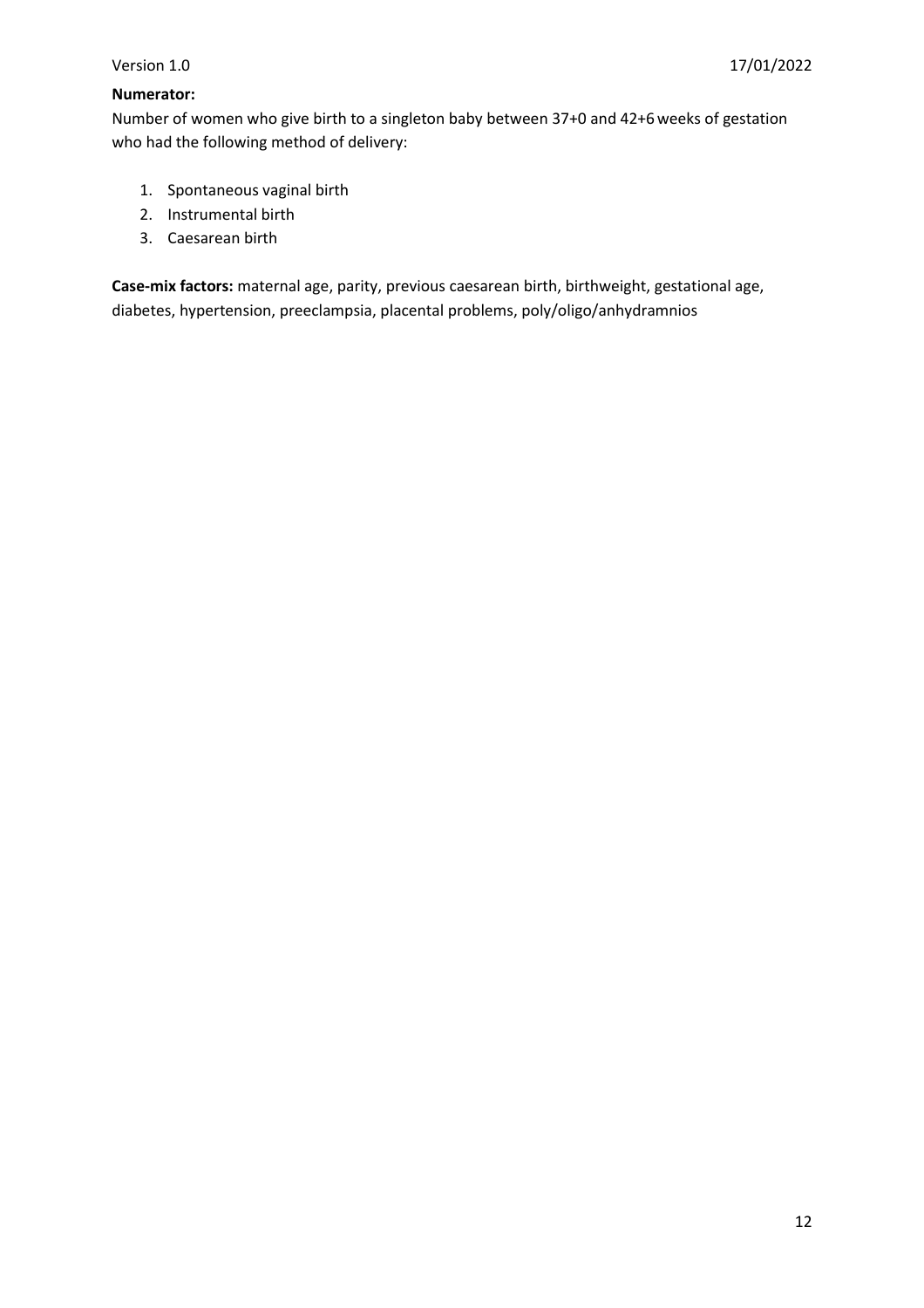**Numerator:**

Number of women who give birth to a singleton baby between 37+0 and 42+6 weeks of gestation who had the following method of delivery:

1. Spontaneous vaginal birth
2. Instrumental birth
3. Caesarean birth

**Case-mix factors:** maternal age, parity, previous caesarean birth, birthweight, gestational age, diabetes, hypertension, preeclampsia, placental problems, poly/oligo/anhydramnios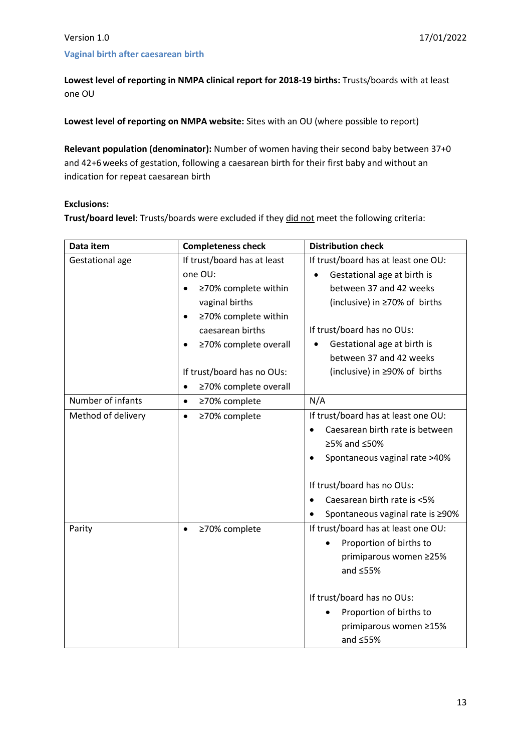### Vaginal birth after caesarean birth

**Lowest level of reporting in NMPA clinical report for 2018-19 births:** Trusts/boards with at least one OU

**Lowest level of reporting on NMPA website:** Sites with an OU (where possible to report)

**Relevant population (denominator):** Number of women having their second baby between 37+0 and 42+6 weeks of gestation, following a caesarean birth for their first baby and without an indication for repeat caesarean birth

**Exclusions:**

**Trust/board level**: Trusts/boards were excluded if they did not meet the following criteria:

| Data item | Completeness check | Distribution check |
|---|---|---|
| Gestational age | If trust/board has at least one OU:<br>• ≥70% complete within vaginal births<br>• ≥70% complete within caesarean births<br>• ≥70% complete overall<br><br>If trust/board has no OUs:<br>• ≥70% complete overall | If trust/board has at least one OU:<br>• Gestational age at birth is between 37 and 42 weeks (inclusive) in ≥70% of births<br><br>If trust/board has no OUs:<br>• Gestational age at birth is between 37 and 42 weeks (inclusive) in ≥90% of births |
| Number of infants | • ≥70% complete | N/A |
| Method of delivery | • ≥70% complete | If trust/board has at least one OU:<br>• Caesarean birth rate is between ≥5% and ≤50%<br>• Spontaneous vaginal rate >40%<br><br>If trust/board has no OUs:<br>• Caesarean birth rate is <5%<br>• Spontaneous vaginal rate is ≥90% |
| Parity | • ≥70% complete | If trust/board has at least one OU:<br>• Proportion of births to primiparous women ≥25% and ≤55%<br><br>If trust/board has no OUs:<br>• Proportion of births to primiparous women ≥15% and ≤55% |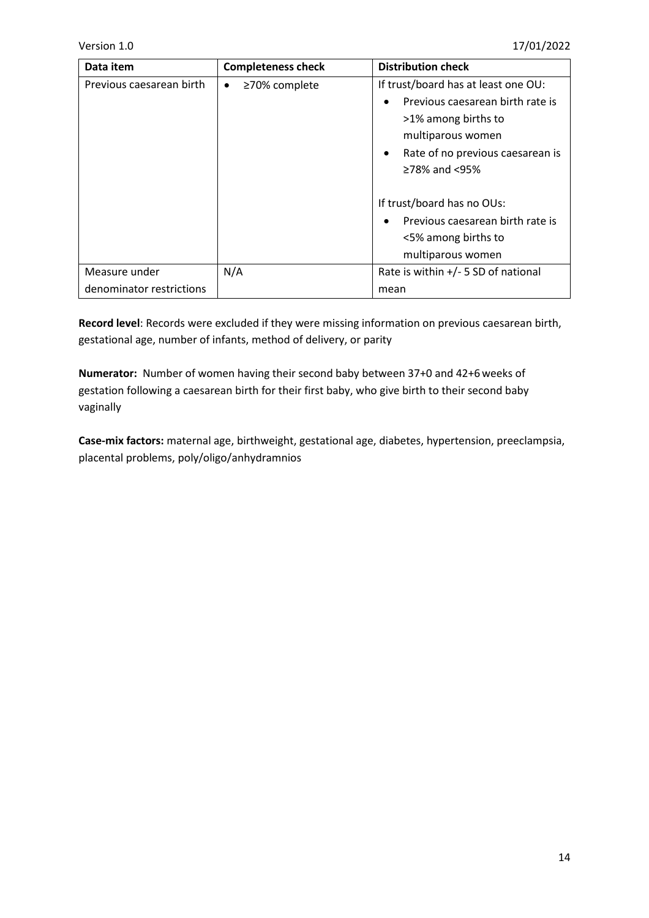| Data item | Completeness check | Distribution check |
|---|---|---|
| Previous caesarean birth | • ≥70% complete | If trust/board has at least one OU: <br>• Previous caesarean birth rate is >1% among births to multiparous women <br>• Rate of no previous caesarean is ≥78% and <95% <br><br>If trust/board has no OUs: <br>• Previous caesarean birth rate is <5% among births to multiparous women |
| Measure under denominator restrictions | N/A | Rate is within +/- 5 SD of national mean |

**Record level**: Records were excluded if they were missing information on previous caesarean birth, gestational age, number of infants, method of delivery, or parity

**Numerator:** Number of women having their second baby between 37+0 and 42+6 weeks of gestation following a caesarean birth for their first baby, who give birth to their second baby vaginally

**Case-mix factors:** maternal age, birthweight, gestational age, diabetes, hypertension, preeclampsia, placental problems, poly/oligo/anhydramnios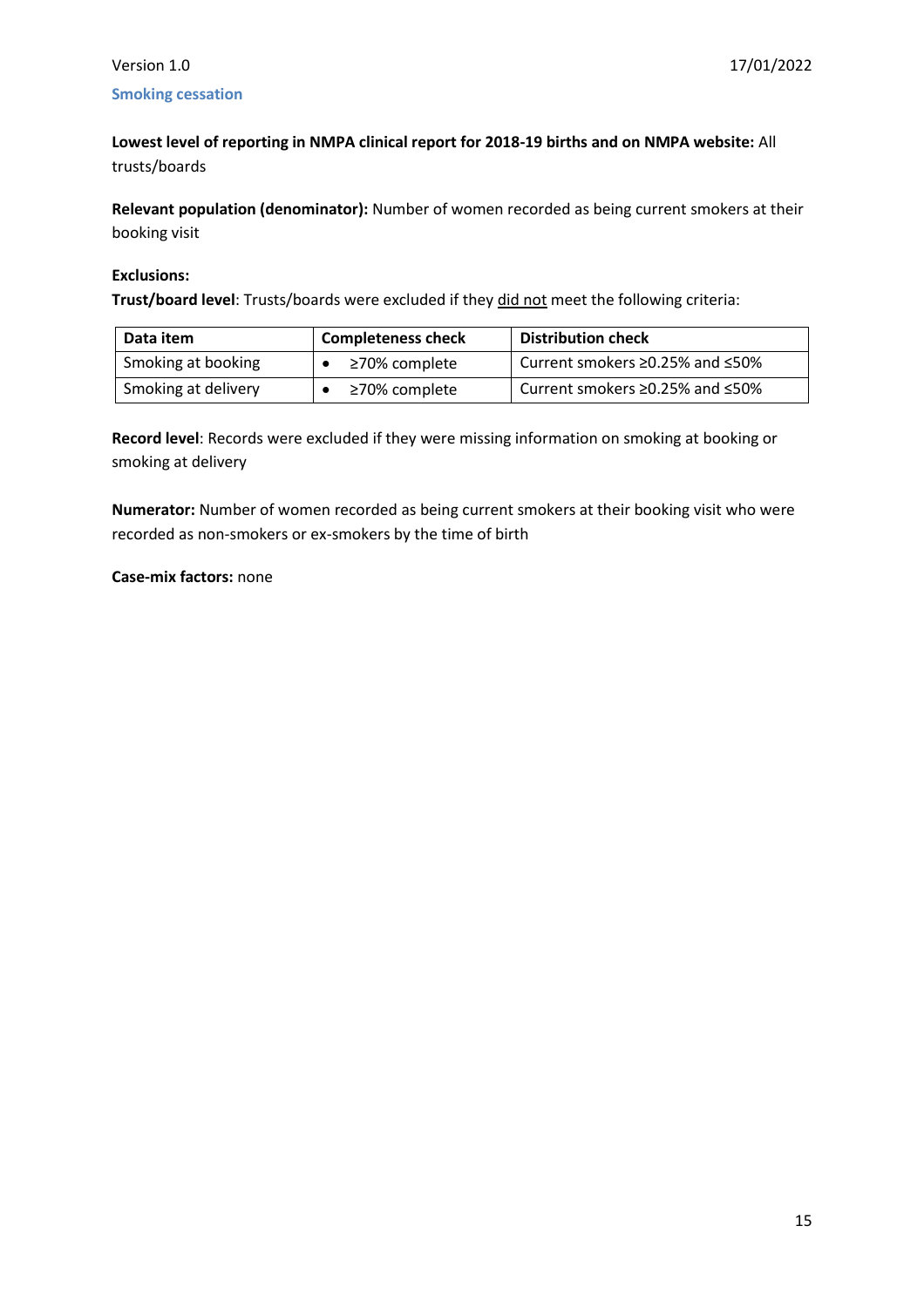## Smoking cessation

**Lowest level of reporting in NMPA clinical report for 2018-19 births and on NMPA website:** All trusts/boards

**Relevant population (denominator):** Number of women recorded as being current smokers at their booking visit

**Exclusions:**

**Trust/board level**: Trusts/boards were excluded if they <u>did not</u> meet the following criteria:

| Data item | Completeness check | Distribution check |
|---|---|---|
| Smoking at booking | • ≥70% complete | Current smokers ≥0.25% and ≤50% |
| Smoking at delivery | • ≥70% complete | Current smokers ≥0.25% and ≤50% |

**Record level**: Records were excluded if they were missing information on smoking at booking or smoking at delivery

**Numerator:** Number of women recorded as being current smokers at their booking visit who were recorded as non-smokers or ex-smokers by the time of birth

**Case-mix factors:** none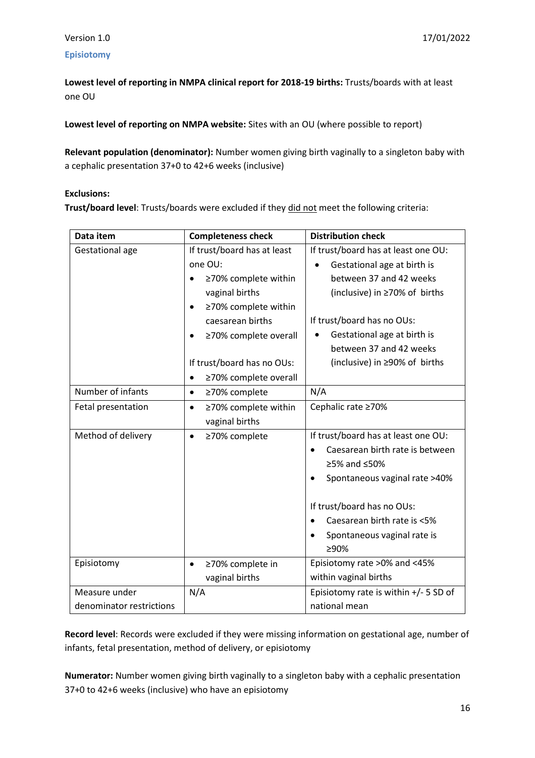## Episiotomy

**Lowest level of reporting in NMPA clinical report for 2018-19 births:** Trusts/boards with at least one OU

**Lowest level of reporting on NMPA website:** Sites with an OU (where possible to report)

**Relevant population (denominator):** Number women giving birth vaginally to a singleton baby with a cephalic presentation 37+0 to 42+6 weeks (inclusive)

**Exclusions:**

**Trust/board level**: Trusts/boards were excluded if they did not meet the following criteria:

| Data item | Completeness check | Distribution check |
|---|---|---|
| Gestational age | If trust/board has at least one OU:<br>• ≥70% complete within vaginal births<br>• ≥70% complete within caesarean births<br>• ≥70% complete overall<br><br>If trust/board has no OUs:<br>• ≥70% complete overall | If trust/board has at least one OU:<br>• Gestational age at birth is between 37 and 42 weeks (inclusive) in ≥70% of births<br><br>If trust/board has no OUs:<br>• Gestational age at birth is between 37 and 42 weeks (inclusive) in ≥90% of births |
| Number of infants | • ≥70% complete | N/A |
| Fetal presentation | • ≥70% complete within vaginal births | Cephalic rate ≥70% |
| Method of delivery | • ≥70% complete | If trust/board has at least one OU:<br>• Caesarean birth rate is between ≥5% and ≤50%<br>• Spontaneous vaginal rate >40%<br><br>If trust/board has no OUs:<br>• Caesarean birth rate is <5%<br>• Spontaneous vaginal rate is ≥90% |
| Episiotomy | • ≥70% complete in vaginal births | Episiotomy rate >0% and <45% within vaginal births |
| Measure under denominator restrictions | N/A | Episiotomy rate is within +/- 5 SD of national mean |

**Record level**: Records were excluded if they were missing information on gestational age, number of infants, fetal presentation, method of delivery, or episiotomy

**Numerator:** Number women giving birth vaginally to a singleton baby with a cephalic presentation 37+0 to 42+6 weeks (inclusive) who have an episiotomy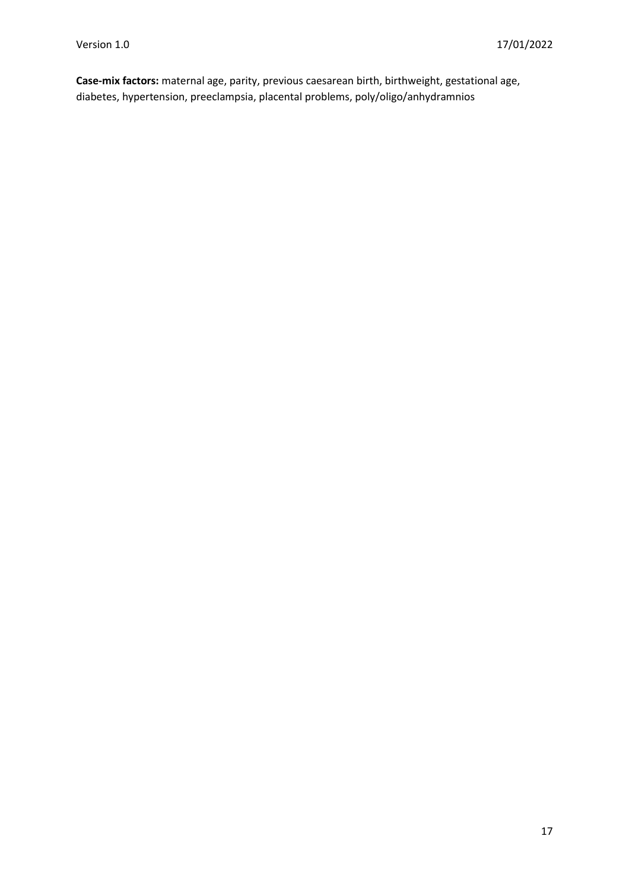**Case-mix factors:** maternal age, parity, previous caesarean birth, birthweight, gestational age, diabetes, hypertension, preeclampsia, placental problems, poly/oligo/anhydramnios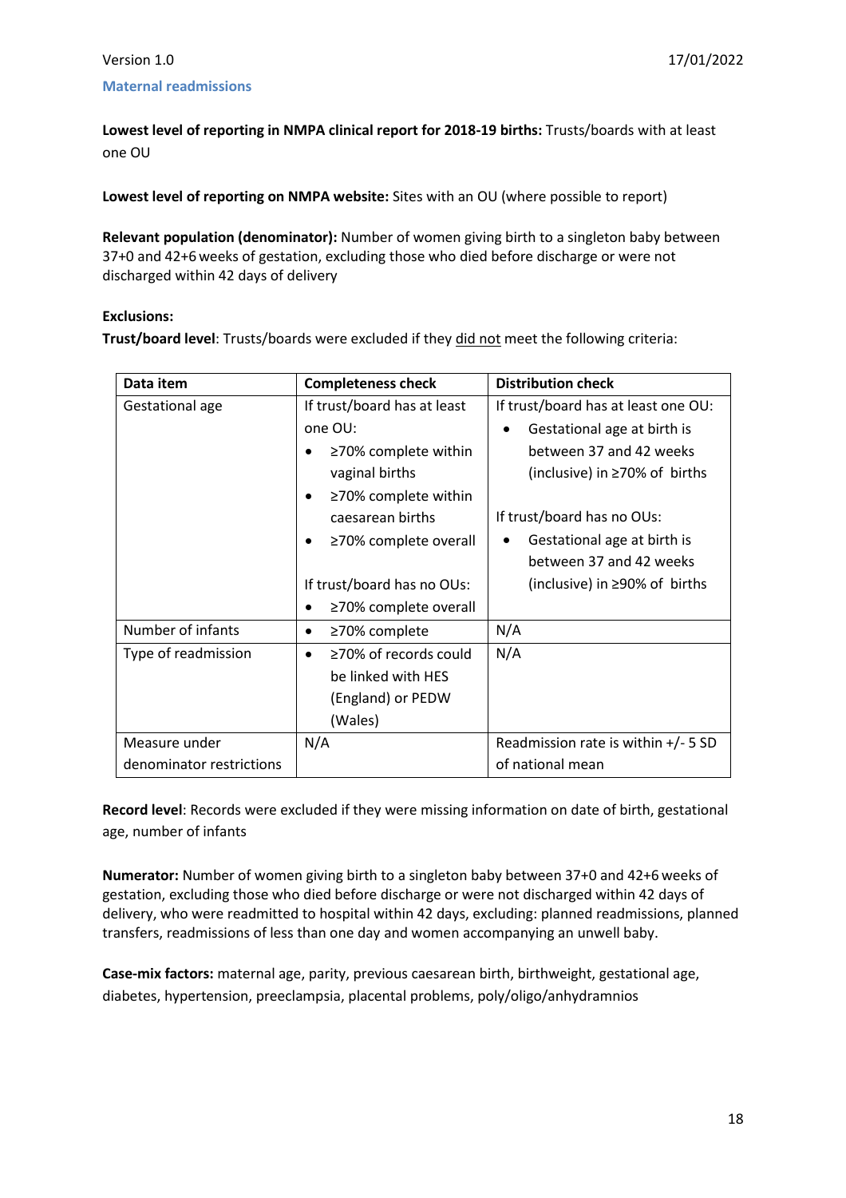## Maternal readmissions

**Lowest level of reporting in NMPA clinical report for 2018-19 births:** Trusts/boards with at least one OU

**Lowest level of reporting on NMPA website:** Sites with an OU (where possible to report)

**Relevant population (denominator):** Number of women giving birth to a singleton baby between 37+0 and 42+6 weeks of gestation, excluding those who died before discharge or were not discharged within 42 days of delivery

**Exclusions:**

**Trust/board level**: Trusts/boards were excluded if they did not meet the following criteria:

| Data item | Completeness check | Distribution check |
|---|---|---|
| Gestational age | If trust/board has at least one OU:<br>• ≥70% complete within vaginal births<br>• ≥70% complete within caesarean births<br>• ≥70% complete overall<br><br>If trust/board has no OUs:<br>• ≥70% complete overall | If trust/board has at least one OU:<br>• Gestational age at birth is between 37 and 42 weeks (inclusive) in ≥70% of births<br><br>If trust/board has no OUs:<br>• Gestational age at birth is between 37 and 42 weeks (inclusive) in ≥90% of births |
| Number of infants | • ≥70% complete | N/A |
| Type of readmission | • ≥70% of records could be linked with HES (England) or PEDW (Wales) | N/A |
| Measure under denominator restrictions | N/A | Readmission rate is within +/- 5 SD of national mean |

**Record level**: Records were excluded if they were missing information on date of birth, gestational age, number of infants

**Numerator:** Number of women giving birth to a singleton baby between 37+0 and 42+6 weeks of gestation, excluding those who died before discharge or were not discharged within 42 days of delivery, who were readmitted to hospital within 42 days, excluding: planned readmissions, planned transfers, readmissions of less than one day and women accompanying an unwell baby.

**Case-mix factors:** maternal age, parity, previous caesarean birth, birthweight, gestational age, diabetes, hypertension, preeclampsia, placental problems, poly/oligo/anhydramnios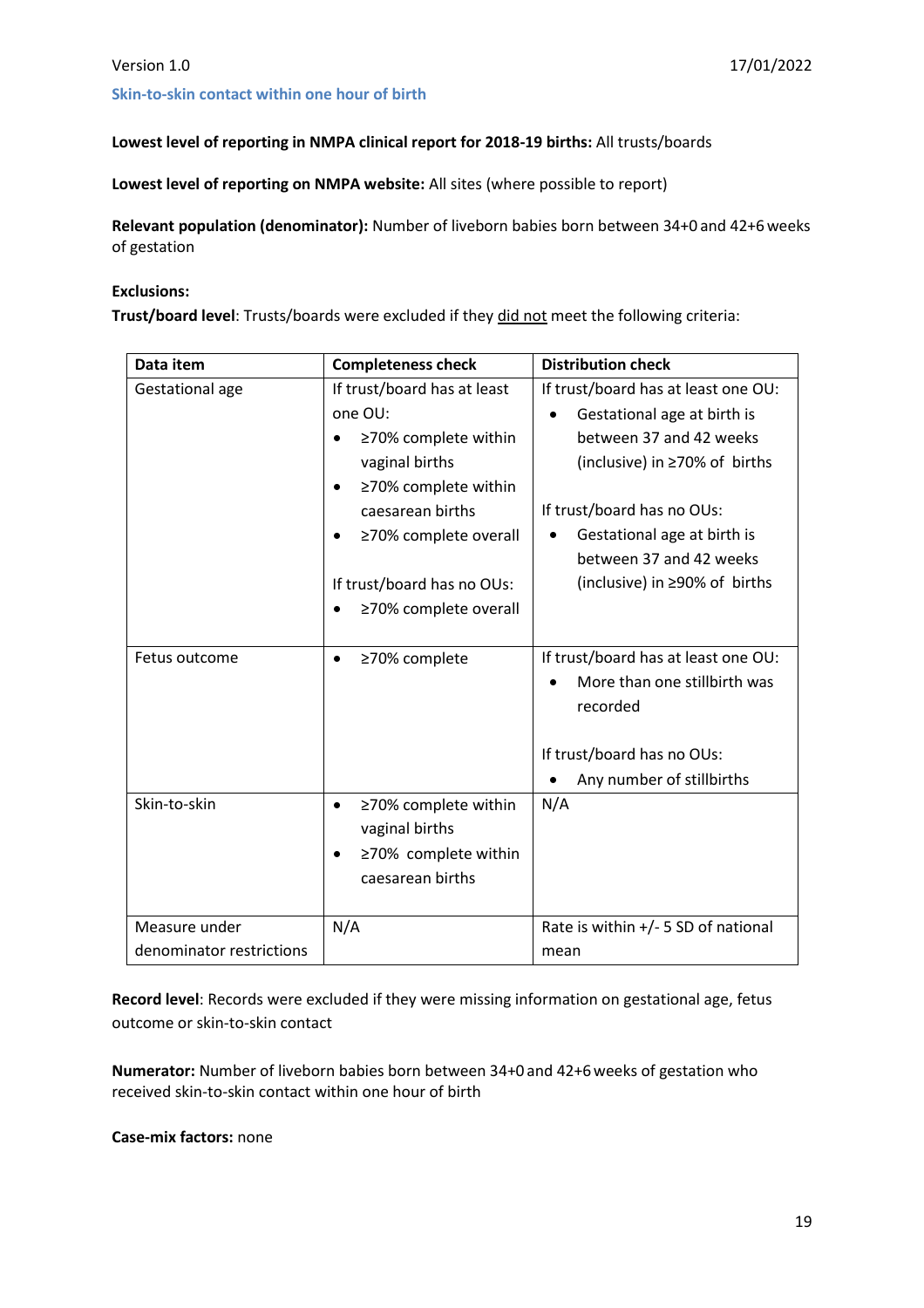### Skin-to-skin contact within one hour of birth

**Lowest level of reporting in NMPA clinical report for 2018-19 births:** All trusts/boards

**Lowest level of reporting on NMPA website:** All sites (where possible to report)

**Relevant population (denominator):** Number of liveborn babies born between 34+0 and 42+6 weeks of gestation

**Exclusions:**

**Trust/board level**: Trusts/boards were excluded if they did not meet the following criteria:

| Data item | Completeness check | Distribution check |
|---|---|---|
| Gestational age | If trust/board has at least one OU:<br>• ≥70% complete within vaginal births<br>• ≥70% complete within caesarean births<br>• ≥70% complete overall<br><br>If trust/board has no OUs:<br>• ≥70% complete overall | If trust/board has at least one OU:<br>• Gestational age at birth is between 37 and 42 weeks (inclusive) in ≥70% of births<br><br>If trust/board has no OUs:<br>• Gestational age at birth is between 37 and 42 weeks (inclusive) in ≥90% of births |
| Fetus outcome | • ≥70% complete | If trust/board has at least one OU:<br>• More than one stillbirth was recorded<br><br>If trust/board has no OUs:<br>• Any number of stillbirths |
| Skin-to-skin | • ≥70% complete within vaginal births<br>• ≥70% complete within caesarean births | N/A |
| Measure under denominator restrictions | N/A | Rate is within +/- 5 SD of national mean |

**Record level**: Records were excluded if they were missing information on gestational age, fetus outcome or skin-to-skin contact

**Numerator:** Number of liveborn babies born between 34+0 and 42+6 weeks of gestation who received skin-to-skin contact within one hour of birth

**Case-mix factors:** none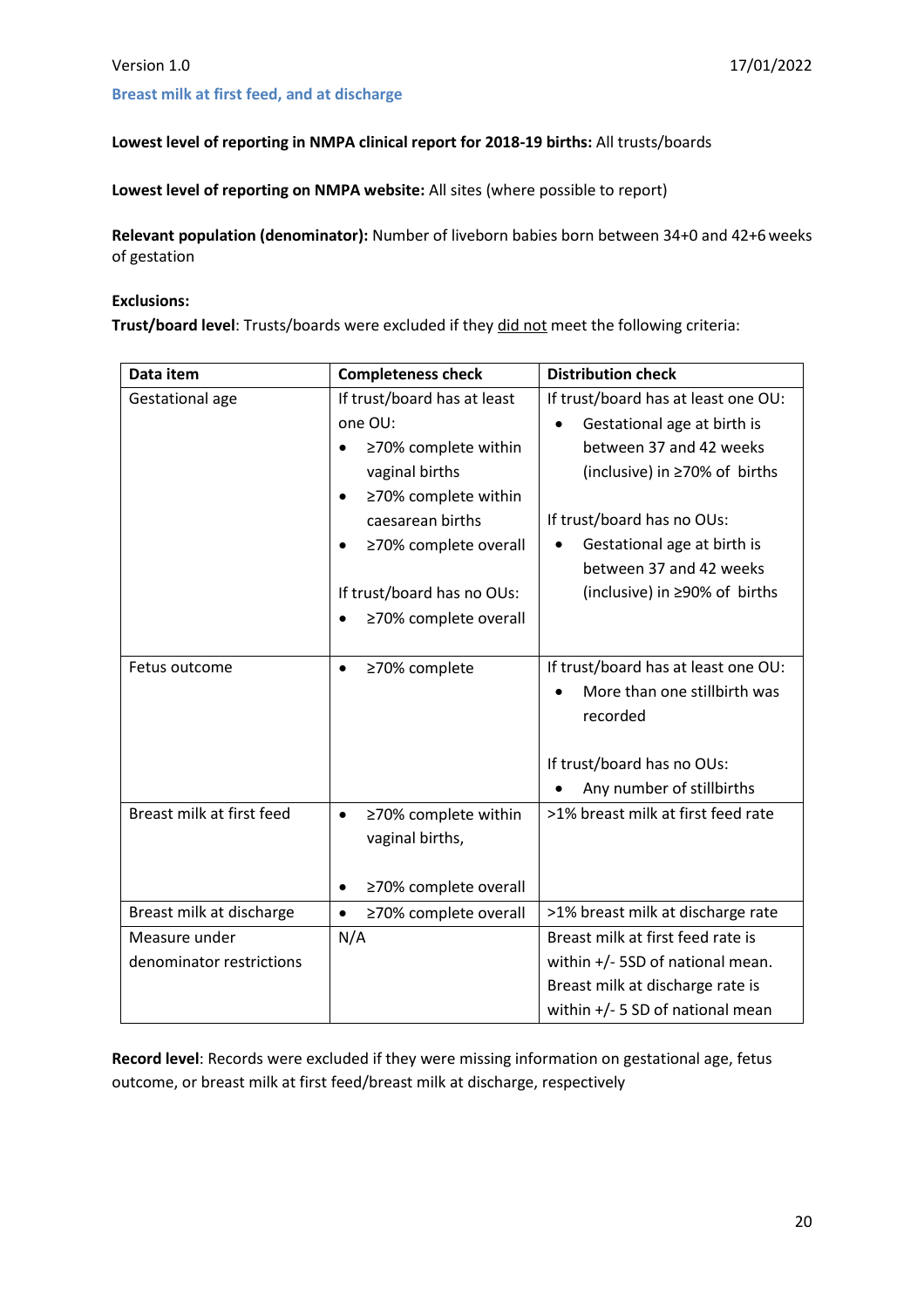### Breast milk at first feed, and at discharge

**Lowest level of reporting in NMPA clinical report for 2018-19 births:** All trusts/boards

**Lowest level of reporting on NMPA website:** All sites (where possible to report)

**Relevant population (denominator):** Number of liveborn babies born between 34+0 and 42+6 weeks of gestation

**Exclusions:**

**Trust/board level**: Trusts/boards were excluded if they did not meet the following criteria:

| Data item | Completeness check | Distribution check |
|---|---|---|
| Gestational age | If trust/board has at least one OU:<br>• ≥70% complete within vaginal births<br>• ≥70% complete within caesarean births<br>• ≥70% complete overall<br><br>If trust/board has no OUs:<br>• ≥70% complete overall | If trust/board has at least one OU:<br>• Gestational age at birth is between 37 and 42 weeks (inclusive) in ≥70% of births<br><br>If trust/board has no OUs:<br>• Gestational age at birth is between 37 and 42 weeks (inclusive) in ≥90% of births |
| Fetus outcome | • ≥70% complete | If trust/board has at least one OU:<br>• More than one stillbirth was recorded<br><br>If trust/board has no OUs:<br>• Any number of stillbirths |
| Breast milk at first feed | • ≥70% complete within vaginal births,<br><br>• ≥70% complete overall | >1% breast milk at first feed rate |
| Breast milk at discharge | • ≥70% complete overall | >1% breast milk at discharge rate |
| Measure under denominator restrictions | N/A | Breast milk at first feed rate is within +/- 5SD of national mean. Breast milk at discharge rate is within +/- 5 SD of national mean |

**Record level**: Records were excluded if they were missing information on gestational age, fetus outcome, or breast milk at first feed/breast milk at discharge, respectively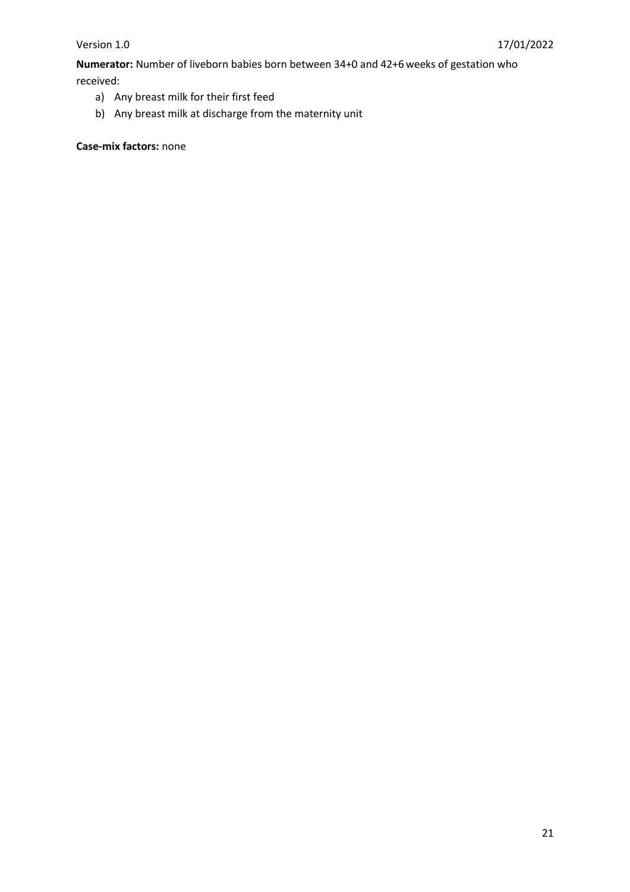**Numerator:** Number of liveborn babies born between 34+0 and 42+6 weeks of gestation who received:

a) Any breast milk for their first feed
b) Any breast milk at discharge from the maternity unit

**Case-mix factors:** none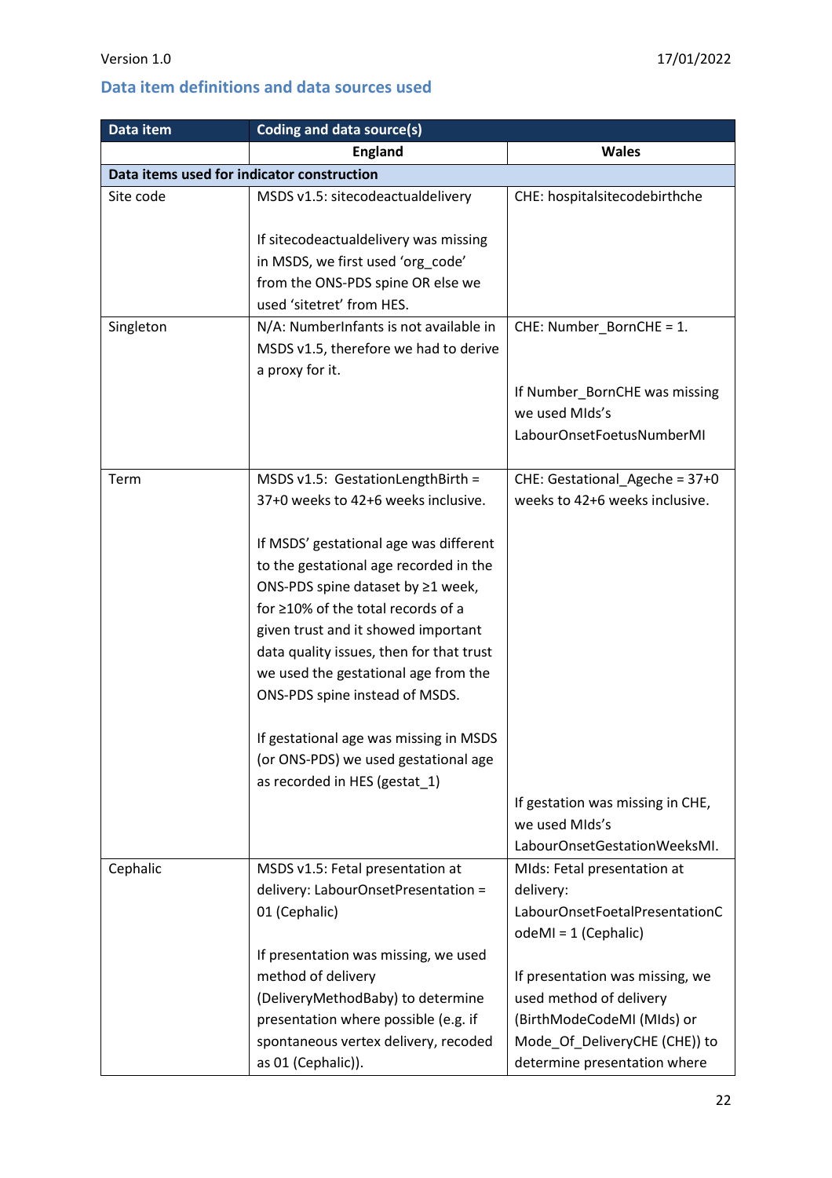## Data item definitions and data sources used

| Data item | Coding and data source(s) | |
|---|---|---|
| | **England** | **Wales** |
| **Data items used for indicator construction** | | |
| Site code | MSDS v1.5: sitecodeactualdelivery<br><br>If sitecodeactualdelivery was missing in MSDS, we first used 'org_code' from the ONS-PDS spine OR else we used 'sitetret' from HES. | CHE: hospitalsitecodebirthche |
| Singleton | N/A: NumberInfants is not available in MSDS v1.5, therefore we had to derive a proxy for it. | CHE: Number_BornCHE = 1.<br><br>If Number_BornCHE was missing we used MIds's LabourOnsetFoetusNumberMI |
| Term | MSDS v1.5: GestationLengthBirth = 37+0 weeks to 42+6 weeks inclusive.<br><br>If MSDS' gestational age was different to the gestational age recorded in the ONS-PDS spine dataset by ≥1 week, for ≥10% of the total records of a given trust and it showed important data quality issues, then for that trust we used the gestational age from the ONS-PDS spine instead of MSDS.<br><br>If gestational age was missing in MSDS (or ONS-PDS) we used gestational age as recorded in HES (gestat_1) | CHE: Gestational_Ageche = 37+0 weeks to 42+6 weeks inclusive.<br><br>If gestation was missing in CHE, we used MIds's LabourOnsetGestationWeeksMI. |
| Cephalic | MSDS v1.5: Fetal presentation at delivery: LabourOnsetPresentation = 01 (Cephalic)<br><br>If presentation was missing, we used method of delivery (DeliveryMethodBaby) to determine presentation where possible (e.g. if spontaneous vertex delivery, recoded as 01 (Cephalic)). | MIds: Fetal presentation at delivery: LabourOnsetFoetalPresentationCodeMI = 1 (Cephalic)<br><br>If presentation was missing, we used method of delivery (BirthModeCodeMI (MIds) or Mode_Of_DeliveryCHE (CHE)) to determine presentation where |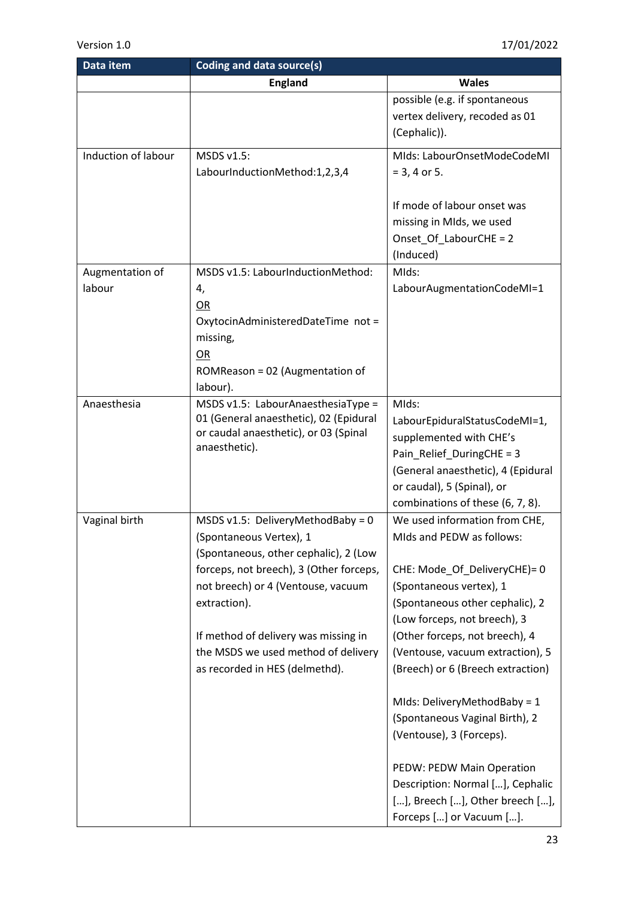| Data item | Coding and data source(s) | |
|---|---|---|
| | England | Wales |
| | | possible (e.g. if spontaneous vertex delivery, recoded as 01 (Cephalic)). |
| Induction of labour | MSDS v1.5: LabourInductionMethod:1,2,3,4 | MIds: LabourOnsetModeCodeMI = 3, 4 or 5.<br><br>If mode of labour onset was missing in MIds, we used Onset_Of_LabourCHE = 2 (Induced) |
| Augmentation of labour | MSDS v1.5: LabourInductionMethod: 4,<br>OR<br>OxytocinAdministeredDateTime not = missing,<br>OR<br>ROMReason = 02 (Augmentation of labour). | MIds:<br>LabourAugmentationCodeMI=1 |
| Anaesthesia | MSDS v1.5: LabourAnaesthesiaType = 01 (General anaesthetic), 02 (Epidural or caudal anaesthetic), or 03 (Spinal anaesthetic). | MIds:<br>LabourEpiduralStatusCodeMI=1, supplemented with CHE's Pain_Relief_DuringCHE = 3 (General anaesthetic), 4 (Epidural or caudal), 5 (Spinal), or combinations of these (6, 7, 8). |
| Vaginal birth | MSDS v1.5: DeliveryMethodBaby = 0 (Spontaneous Vertex), 1 (Spontaneous, other cephalic), 2 (Low forceps, not breech), 3 (Other forceps, not breech) or 4 (Ventouse, vacuum extraction).<br><br>If method of delivery was missing in the MSDS we used method of delivery as recorded in HES (delmethd). | We used information from CHE, MIds and PEDW as follows:<br><br>CHE: Mode_Of_DeliveryCHE)= 0 (Spontaneous vertex), 1 (Spontaneous other cephalic), 2 (Low forceps, not breech), 3 (Other forceps, not breech), 4 (Ventouse, vacuum extraction), 5 (Breech) or 6 (Breech extraction)<br><br>MIds: DeliveryMethodBaby = 1 (Spontaneous Vaginal Birth), 2 (Ventouse), 3 (Forceps).<br><br>PEDW: PEDW Main Operation Description: Normal […], Cephalic […], Breech […], Other breech […], Forceps […] or Vacuum […]. |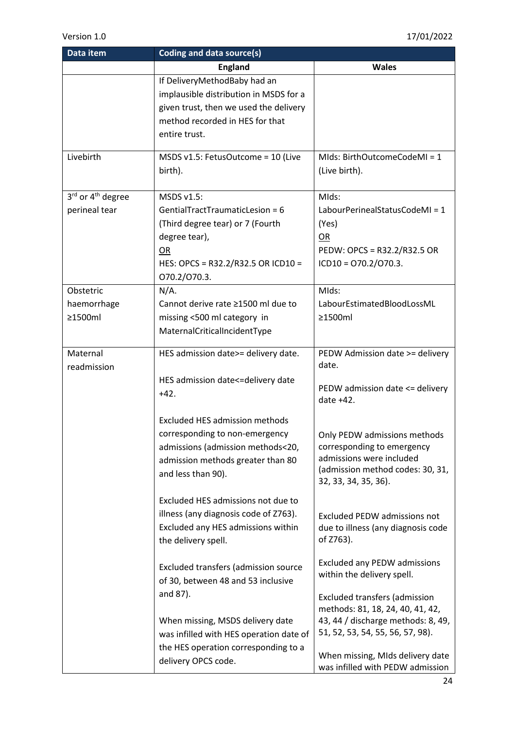| Data item | Coding and data source(s) | |
|---|---|---|
| | **England** | **Wales** |
| | If DeliveryMethodBaby had an implausible distribution in MSDS for a given trust, then we used the delivery method recorded in HES for that entire trust. | |
| Livebirth | MSDS v1.5: FetusOutcome = 10 (Live birth). | MIds: BirthOutcomeCodeMI = 1 (Live birth). |
| 3rd or 4th degree perineal tear | MSDS v1.5: GentialTractTraumaticLesion = 6 (Third degree tear) or 7 (Fourth degree tear), <br> OR <br> HES: OPCS = R32.2/R32.5 OR ICD10 = O70.2/O70.3. | MIds: LabourPerinealStatusCodeMI = 1 (Yes) <br> OR <br> PEDW: OPCS = R32.2/R32.5 OR ICD10 = O70.2/O70.3. |
| Obstetric haemorrhage ≥1500ml | N/A. <br> Cannot derive rate ≥1500 ml due to missing <500 ml category in MaternalCriticalIncidentType | MIds: LabourEstimatedBloodLossML ≥1500ml |
| Maternal readmission | HES admission date>= delivery date. <br><br> HES admission date<=delivery date +42. <br><br> Excluded HES admission methods corresponding to non-emergency admissions (admission methods<20, admission methods greater than 80 and less than 90). <br><br> Excluded HES admissions not due to illness (any diagnosis code of Z763). Excluded any HES admissions within the delivery spell. <br><br> Excluded transfers (admission source of 30, between 48 and 53 inclusive and 87). <br><br> When missing, MSDS delivery date was infilled with HES operation date of the HES operation corresponding to a delivery OPCS code. | PEDW Admission date >= delivery date. <br><br> PEDW admission date <= delivery date +42. <br><br> Only PEDW admissions methods corresponding to emergency admissions were included (admission method codes: 30, 31, 32, 33, 34, 35, 36). <br><br> Excluded PEDW admissions not due to illness (any diagnosis code of Z763). <br><br> Excluded any PEDW admissions within the delivery spell. <br><br> Excluded transfers (admission methods: 81, 18, 24, 40, 41, 42, 43, 44 / discharge methods: 8, 49, 51, 52, 53, 54, 55, 56, 57, 98). <br><br> When missing, MIds delivery date was infilled with PEDW admission |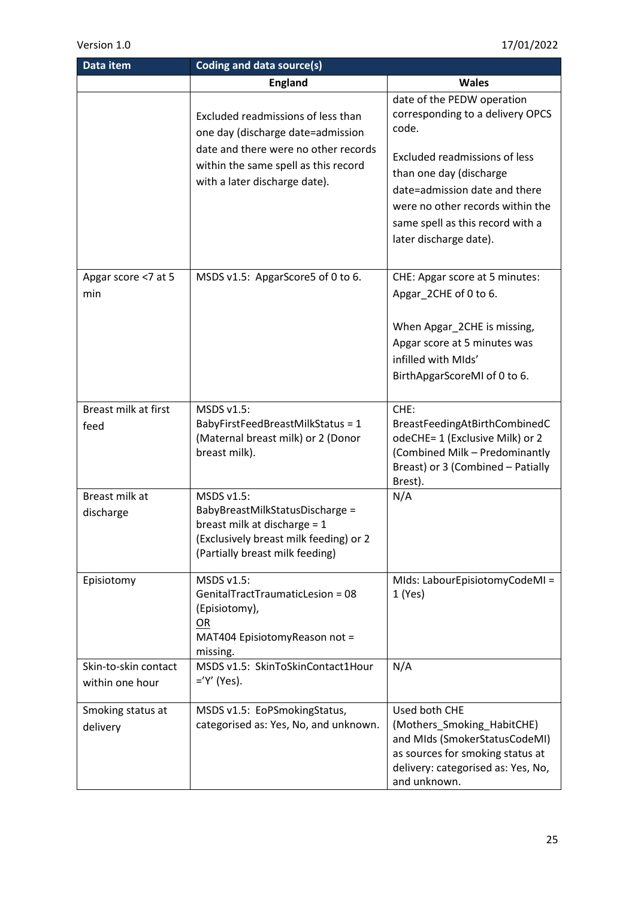| Data item | Coding and data source(s) | |
|---|---|---|
| | **England** | **Wales** |
| | Excluded readmissions of less than one day (discharge date=admission date and there were no other records within the same spell as this record with a later discharge date). | date of the PEDW operation corresponding to a delivery OPCS code.<br><br>Excluded readmissions of less than one day (discharge date=admission date and there were no other records within the same spell as this record with a later discharge date). |
| Apgar score <7 at 5 min | MSDS v1.5: ApgarScore5 of 0 to 6. | CHE: Apgar score at 5 minutes: Apgar_2CHE of 0 to 6.<br><br>When Apgar_2CHE is missing, Apgar score at 5 minutes was infilled with MIds' BirthApgarScoreMI of 0 to 6. |
| Breast milk at first feed | MSDS v1.5: BabyFirstFeedBreastMilkStatus = 1 (Maternal breast milk) or 2 (Donor breast milk). | CHE: BreastFeedingAtBirthCombinedCodeCHE= 1 (Exclusive Milk) or 2 (Combined Milk – Predominantly Breast) or 3 (Combined – Patially Brest). |
| Breast milk at discharge | MSDS v1.5: BabyBreastMilkStatusDischarge = breast milk at discharge = 1 (Exclusively breast milk feeding) or 2 (Partially breast milk feeding) | N/A |
| Episiotomy | MSDS v1.5: GenitalTractTraumaticLesion = 08 (Episiotomy),<br>OR<br>MAT404 EpisiotomyReason not = missing. | MIds: LabourEpisiotomyCodeMI = 1 (Yes) |
| Skin-to-skin contact within one hour | MSDS v1.5: SkinToSkinContact1Hour ='Y' (Yes). | N/A |
| Smoking status at delivery | MSDS v1.5: EoPSmokingStatus, categorised as: Yes, No, and unknown. | Used both CHE (Mothers_Smoking_HabitCHE) and MIds (SmokerStatusCodeMI) as sources for smoking status at delivery: categorised as: Yes, No, and unknown. |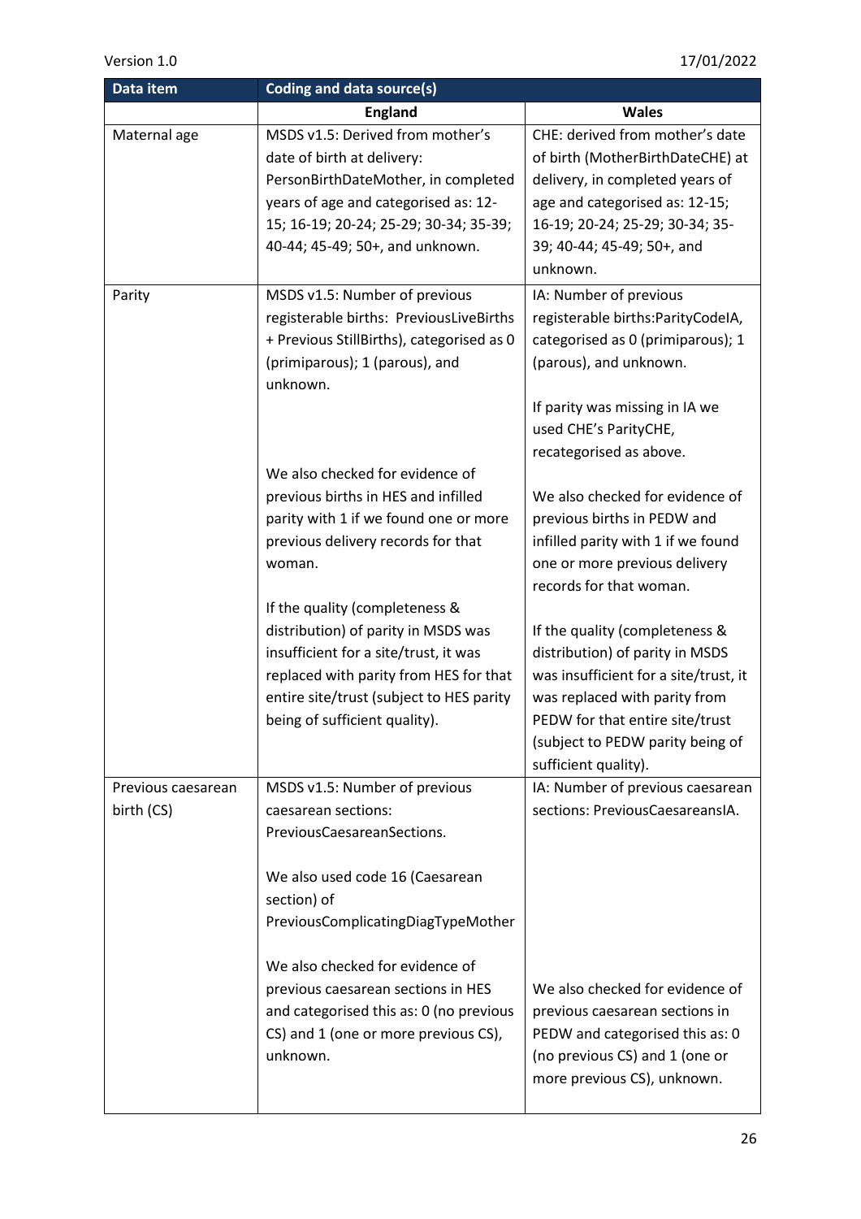| Data item | Coding and data source(s) | |
|---|---|---|
| | **England** | **Wales** |
| Maternal age | MSDS v1.5: Derived from mother's date of birth at delivery: PersonBirthDateMother, in completed years of age and categorised as: 12-15; 16-19; 20-24; 25-29; 30-34; 35-39; 40-44; 45-49; 50+, and unknown. | CHE: derived from mother's date of birth (MotherBirthDateCHE) at delivery, in completed years of age and categorised as: 12-15; 16-19; 20-24; 25-29; 30-34; 35-39; 40-44; 45-49; 50+, and unknown. |
| Parity | MSDS v1.5: Number of previous registerable births: PreviousLiveBirths + Previous StillBirths), categorised as 0 (primiparous); 1 (parous), and unknown.<br><br>We also checked for evidence of previous births in HES and infilled parity with 1 if we found one or more previous delivery records for that woman.<br><br>If the quality (completeness & distribution) of parity in MSDS was insufficient for a site/trust, it was replaced with parity from HES for that entire site/trust (subject to HES parity being of sufficient quality). | IA: Number of previous registerable births:ParityCodeIA, categorised as 0 (primiparous); 1 (parous), and unknown.<br><br>If parity was missing in IA we used CHE's ParityCHE, recategorised as above.<br><br>We also checked for evidence of previous births in PEDW and infilled parity with 1 if we found one or more previous delivery records for that woman.<br><br>If the quality (completeness & distribution) of parity in MSDS was insufficient for a site/trust, it was replaced with parity from PEDW for that entire site/trust (subject to PEDW parity being of sufficient quality). |
| Previous caesarean birth (CS) | MSDS v1.5: Number of previous caesarean sections: PreviousCaesareanSections.<br><br>We also used code 16 (Caesarean section) of PreviousComplicatingDiagTypeMother<br><br>We also checked for evidence of previous caesarean sections in HES and categorised this as: 0 (no previous CS) and 1 (one or more previous CS), unknown. | IA: Number of previous caesarean sections: PreviousCaesareansIA.<br><br>We also checked for evidence of previous caesarean sections in PEDW and categorised this as: 0 (no previous CS) and 1 (one or more previous CS), unknown. |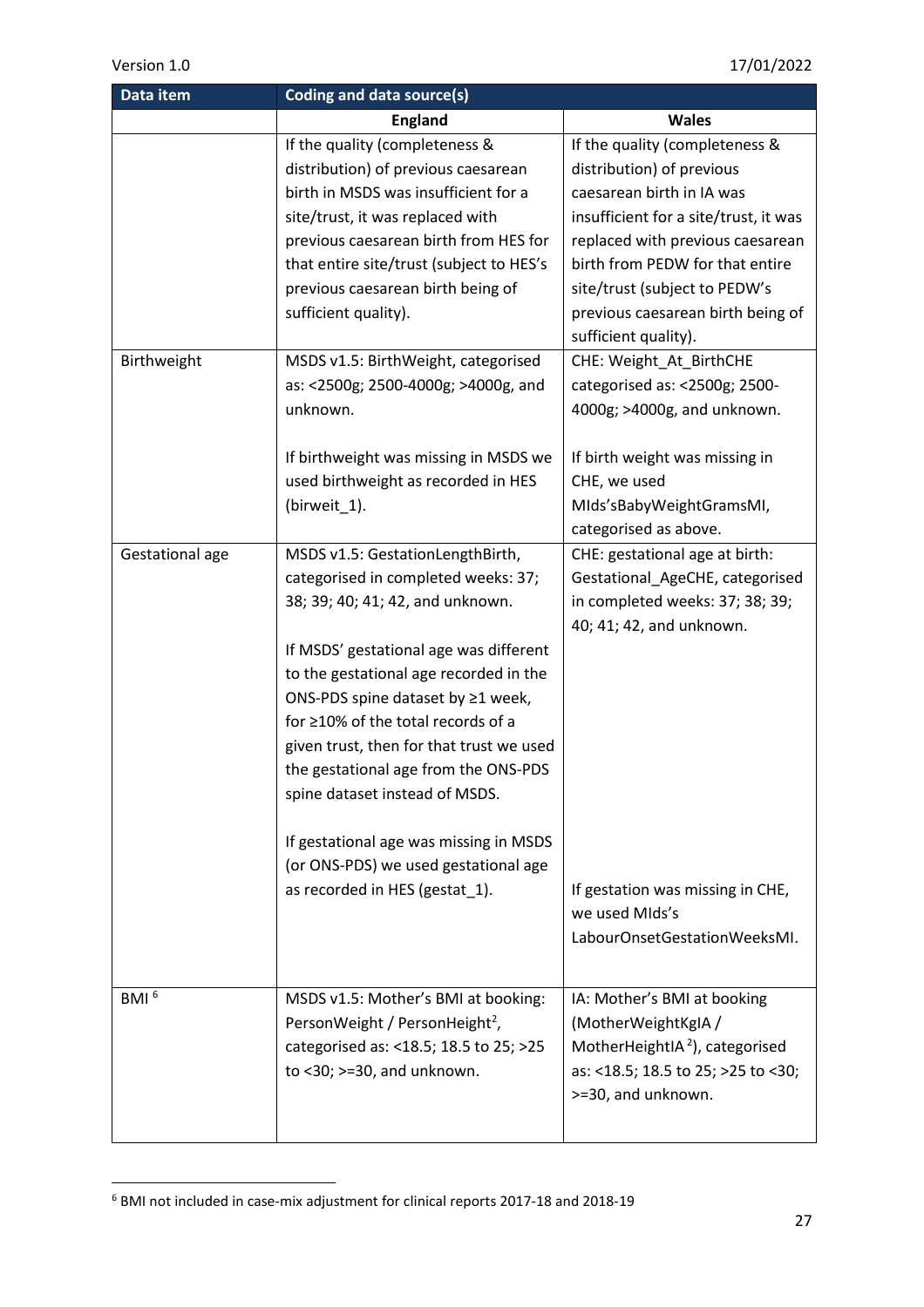| Data item | Coding and data source(s) | |
|---|---|---|
| | **England** | **Wales** |
| | If the quality (completeness & distribution) of previous caesarean birth in MSDS was insufficient for a site/trust, it was replaced with previous caesarean birth from HES for that entire site/trust (subject to HES's previous caesarean birth being of sufficient quality). | If the quality (completeness & distribution) of previous caesarean birth in IA was insufficient for a site/trust, it was replaced with previous caesarean birth from PEDW for that entire site/trust (subject to PEDW's previous caesarean birth being of sufficient quality). |
| Birthweight | MSDS v1.5: BirthWeight, categorised as: <2500g; 2500-4000g; >4000g, and unknown.<br><br>If birthweight was missing in MSDS we used birthweight as recorded in HES (birweit_1). | CHE: Weight_At_BirthCHE categorised as: <2500g; 2500-4000g; >4000g, and unknown.<br><br>If birth weight was missing in CHE, we used MIds'sBabyWeightGramsMI, categorised as above. |
| Gestational age | MSDS v1.5: GestationLengthBirth, categorised in completed weeks: 37; 38; 39; 40; 41; 42, and unknown.<br><br>If MSDS' gestational age was different to the gestational age recorded in the ONS-PDS spine dataset by ≥1 week, for ≥10% of the total records of a given trust, then for that trust we used the gestational age from the ONS-PDS spine dataset instead of MSDS.<br><br>If gestational age was missing in MSDS (or ONS-PDS) we used gestational age as recorded in HES (gestat_1). | CHE: gestational age at birth: Gestational_AgeCHE, categorised in completed weeks: 37; 38; 39; 40; 41; 42, and unknown.<br><br>If gestation was missing in CHE, we used MIds's LabourOnsetGestationWeeksMI. |
| BMI [6] | MSDS v1.5: Mother's BMI at booking: PersonWeight / PersonHeight$^2$, categorised as: <18.5; 18.5 to 25; >25 to <30; >=30, and unknown. | IA: Mother's BMI at booking (MotherWeightKgIA / MotherHeightIA$^2$), categorised as: <18.5; 18.5 to 25; >25 to <30; >=30, and unknown. |

[6] BMI not included in case-mix adjustment for clinical reports 2017-18 and 2018-19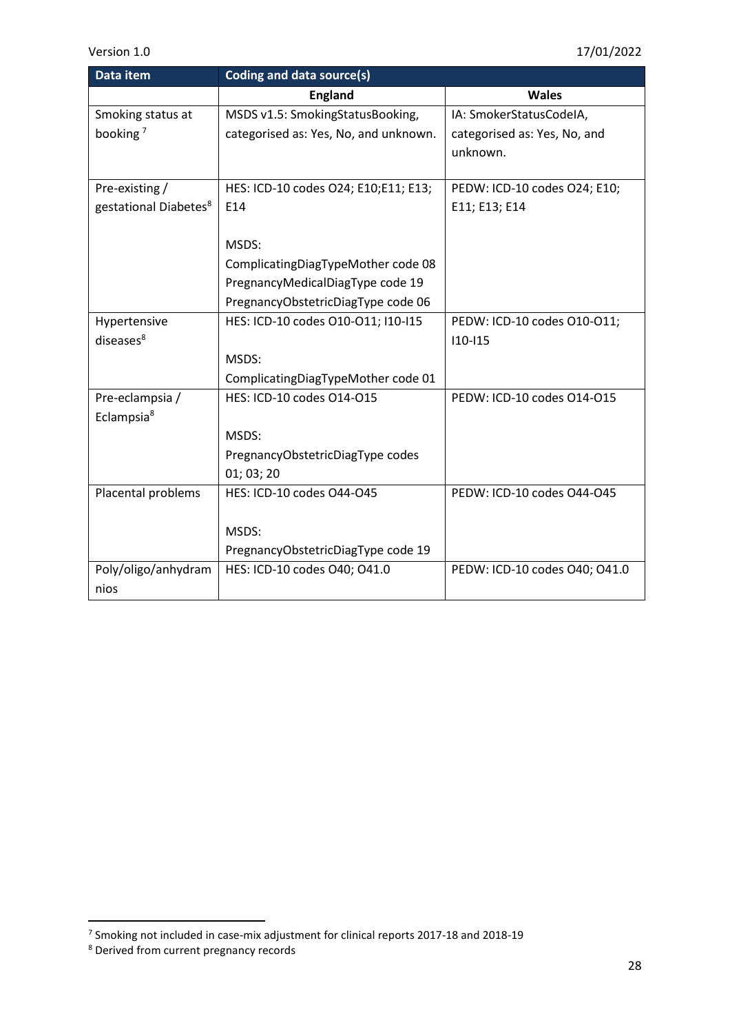| Data item | Coding and data source(s) | |
|---|---|---|
| | **England** | **Wales** |
| Smoking status at booking [7] | MSDS v1.5: SmokingStatusBooking, categorised as: Yes, No, and unknown. | IA: SmokerStatusCodeIA, categorised as: Yes, No, and unknown. |
| Pre-existing / gestational Diabetes[8] | HES: ICD-10 codes O24; E10;E11; E13; E14<br><br>MSDS:<br>ComplicatingDiagTypeMother code 08<br>PregnancyMedicalDiagType code 19<br>PregnancyObstetricDiagType code 06 | PEDW: ICD-10 codes O24; E10; E11; E13; E14 |
| Hypertensive diseases[8] | HES: ICD-10 codes O10-O11; I10-I15<br><br>MSDS:<br>ComplicatingDiagTypeMother code 01 | PEDW: ICD-10 codes O10-O11; I10-I15 |
| Pre-eclampsia / Eclampsia[8] | HES: ICD-10 codes O14-O15<br><br>MSDS:<br>PregnancyObstetricDiagType codes 01; 03; 20 | PEDW: ICD-10 codes O14-O15 |
| Placental problems | HES: ICD-10 codes O44-O45<br><br>MSDS:<br>PregnancyObstetricDiagType code 19 | PEDW: ICD-10 codes O44-O45 |
| Poly/oligo/anhydramnios | HES: ICD-10 codes O40; O41.0 | PEDW: ICD-10 codes O40; O41.0 |

[7] Smoking not included in case-mix adjustment for clinical reports 2017-18 and 2018-19

[8] Derived from current pregnancy records